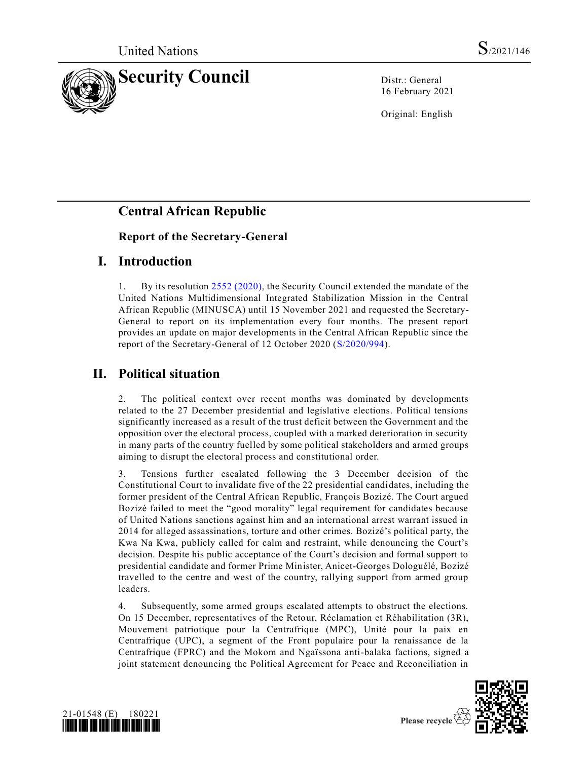United Nations S/2021/146

# Security Council

Distr.: General
16 February 2021

Original: English

## Central African Republic

### Report of the Secretary-General

## I. Introduction

1. By its resolution 2552 (2020), the Security Council extended the mandate of the United Nations Multidimensional Integrated Stabilization Mission in the Central African Republic (MINUSCA) until 15 November 2021 and requested the Secretary-General to report on its implementation every four months. The present report provides an update on major developments in the Central African Republic since the report of the Secretary-General of 12 October 2020 (S/2020/994).

## II. Political situation

2. The political context over recent months was dominated by developments related to the 27 December presidential and legislative elections. Political tensions significantly increased as a result of the trust deficit between the Government and the opposition over the electoral process, coupled with a marked deterioration in security in many parts of the country fuelled by some political stakeholders and armed groups aiming to disrupt the electoral process and constitutional order.

3. Tensions further escalated following the 3 December decision of the Constitutional Court to invalidate five of the 22 presidential candidates, including the former president of the Central African Republic, François Bozizé. The Court argued Bozizé failed to meet the "good morality" legal requirement for candidates because of United Nations sanctions against him and an international arrest warrant issued in 2014 for alleged assassinations, torture and other crimes. Bozizé's political party, the Kwa Na Kwa, publicly called for calm and restraint, while denouncing the Court's decision. Despite his public acceptance of the Court's decision and formal support to presidential candidate and former Prime Minister, Anicet-Georges Dologuélé, Bozizé travelled to the centre and west of the country, rallying support from armed group leaders.

4. Subsequently, some armed groups escalated attempts to obstruct the elections. On 15 December, representatives of the Retour, Réclamation et Réhabilitation (3R), Mouvement patriotique pour la Centrafrique (MPC), Unité pour la paix en Centrafrique (UPC), a segment of the Front populaire pour la renaissance de la Centrafrique (FPRC) and the Mokom and Ngaïssona anti-balaka factions, signed a joint statement denouncing the Political Agreement for Peace and Reconciliation in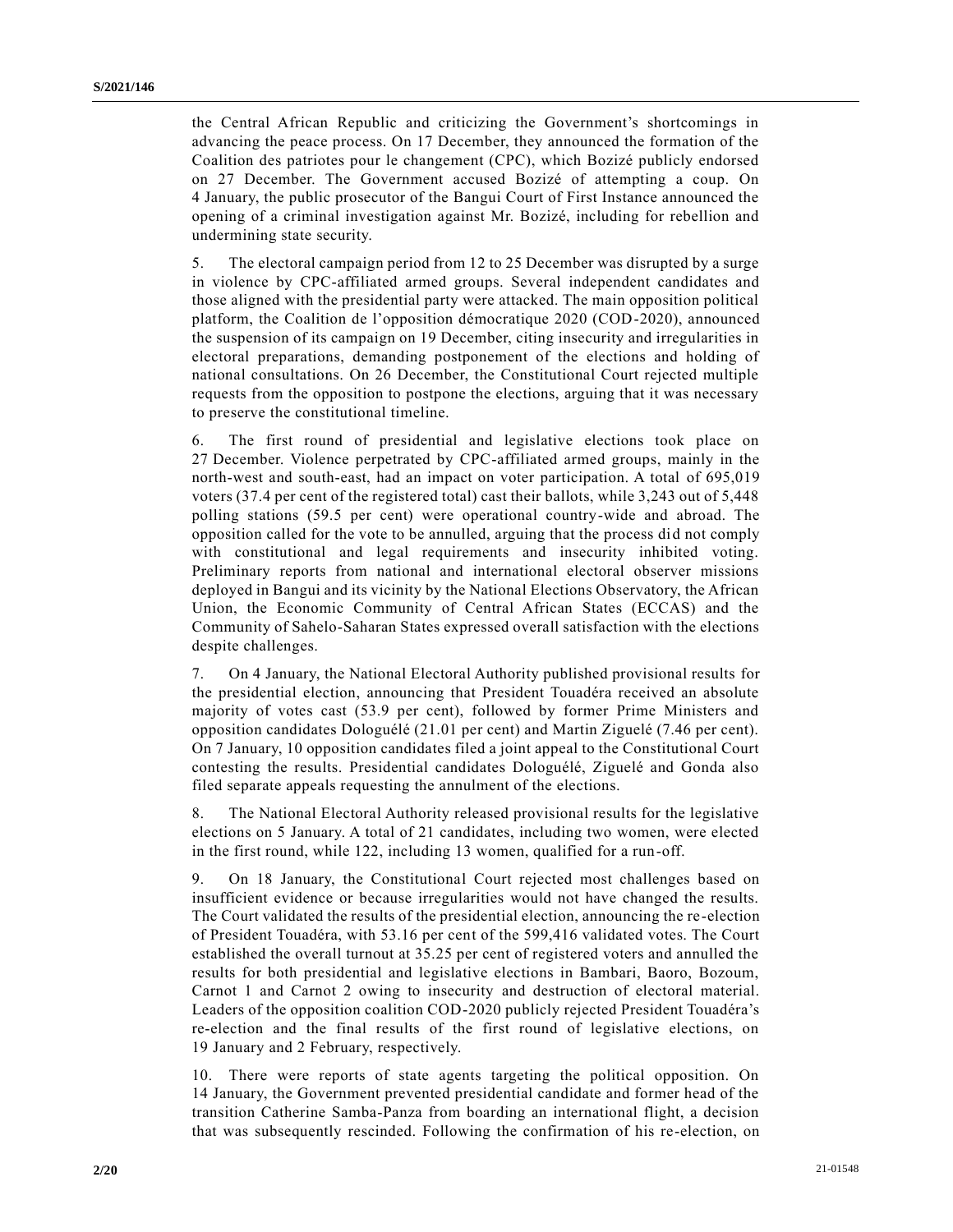the Central African Republic and criticizing the Government's shortcomings in advancing the peace process. On 17 December, they announced the formation of the Coalition des patriotes pour le changement (CPC), which Bozizé publicly endorsed on 27 December. The Government accused Bozizé of attempting a coup. On 4 January, the public prosecutor of the Bangui Court of First Instance announced the opening of a criminal investigation against Mr. Bozizé, including for rebellion and undermining state security.

5. The electoral campaign period from 12 to 25 December was disrupted by a surge in violence by CPC-affiliated armed groups. Several independent candidates and those aligned with the presidential party were attacked. The main opposition political platform, the Coalition de l'opposition démocratique 2020 (COD-2020), announced the suspension of its campaign on 19 December, citing insecurity and irregularities in electoral preparations, demanding postponement of the elections and holding of national consultations. On 26 December, the Constitutional Court rejected multiple requests from the opposition to postpone the elections, arguing that it was necessary to preserve the constitutional timeline.

6. The first round of presidential and legislative elections took place on 27 December. Violence perpetrated by CPC-affiliated armed groups, mainly in the north-west and south-east, had an impact on voter participation. A total of 695,019 voters (37.4 per cent of the registered total) cast their ballots, while 3,243 out of 5,448 polling stations (59.5 per cent) were operational country-wide and abroad. The opposition called for the vote to be annulled, arguing that the process did not comply with constitutional and legal requirements and insecurity inhibited voting. Preliminary reports from national and international electoral observer missions deployed in Bangui and its vicinity by the National Elections Observatory, the African Union, the Economic Community of Central African States (ECCAS) and the Community of Sahelo-Saharan States expressed overall satisfaction with the elections despite challenges.

7. On 4 January, the National Electoral Authority published provisional results for the presidential election, announcing that President Touadéra received an absolute majority of votes cast (53.9 per cent), followed by former Prime Ministers and opposition candidates Dologuélé (21.01 per cent) and Martin Ziguelé (7.46 per cent). On 7 January, 10 opposition candidates filed a joint appeal to the Constitutional Court contesting the results. Presidential candidates Dologuélé, Ziguelé and Gonda also filed separate appeals requesting the annulment of the elections.

8. The National Electoral Authority released provisional results for the legislative elections on 5 January. A total of 21 candidates, including two women, were elected in the first round, while 122, including 13 women, qualified for a run-off.

9. On 18 January, the Constitutional Court rejected most challenges based on insufficient evidence or because irregularities would not have changed the results. The Court validated the results of the presidential election, announcing the re-election of President Touadéra, with 53.16 per cent of the 599,416 validated votes. The Court established the overall turnout at 35.25 per cent of registered voters and annulled the results for both presidential and legislative elections in Bambari, Baoro, Bozoum, Carnot 1 and Carnot 2 owing to insecurity and destruction of electoral material. Leaders of the opposition coalition COD-2020 publicly rejected President Touadéra's re-election and the final results of the first round of legislative elections, on 19 January and 2 February, respectively.

10. There were reports of state agents targeting the political opposition. On 14 January, the Government prevented presidential candidate and former head of the transition Catherine Samba-Panza from boarding an international flight, a decision that was subsequently rescinded. Following the confirmation of his re-election, on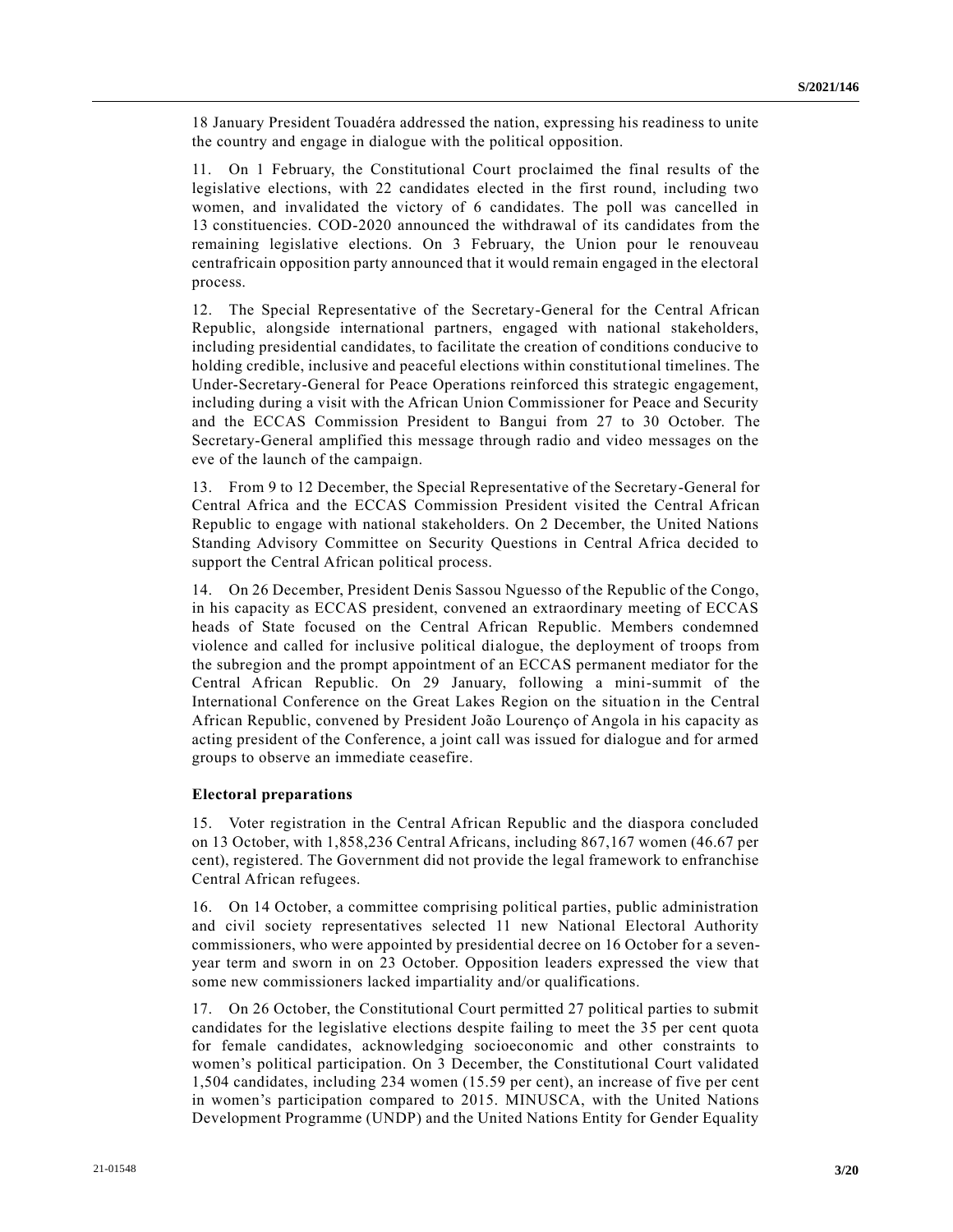18 January President Touadéra addressed the nation, expressing his readiness to unite the country and engage in dialogue with the political opposition.

11. On 1 February, the Constitutional Court proclaimed the final results of the legislative elections, with 22 candidates elected in the first round, including two women, and invalidated the victory of 6 candidates. The poll was cancelled in 13 constituencies. COD-2020 announced the withdrawal of its candidates from the remaining legislative elections. On 3 February, the Union pour le renouveau centrafricain opposition party announced that it would remain engaged in the electoral process.

12. The Special Representative of the Secretary-General for the Central African Republic, alongside international partners, engaged with national stakeholders, including presidential candidates, to facilitate the creation of conditions conducive to holding credible, inclusive and peaceful elections within constitutional timelines. The Under-Secretary-General for Peace Operations reinforced this strategic engagement, including during a visit with the African Union Commissioner for Peace and Security and the ECCAS Commission President to Bangui from 27 to 30 October. The Secretary-General amplified this message through radio and video messages on the eve of the launch of the campaign.

13. From 9 to 12 December, the Special Representative of the Secretary-General for Central Africa and the ECCAS Commission President visited the Central African Republic to engage with national stakeholders. On 2 December, the United Nations Standing Advisory Committee on Security Questions in Central Africa decided to support the Central African political process.

14. On 26 December, President Denis Sassou Nguesso of the Republic of the Congo, in his capacity as ECCAS president, convened an extraordinary meeting of ECCAS heads of State focused on the Central African Republic. Members condemned violence and called for inclusive political dialogue, the deployment of troops from the subregion and the prompt appointment of an ECCAS permanent mediator for the Central African Republic. On 29 January, following a mini-summit of the International Conference on the Great Lakes Region on the situation in the Central African Republic, convened by President João Lourenço of Angola in his capacity as acting president of the Conference, a joint call was issued for dialogue and for armed groups to observe an immediate ceasefire.

### Electoral preparations

15. Voter registration in the Central African Republic and the diaspora concluded on 13 October, with 1,858,236 Central Africans, including 867,167 women (46.67 per cent), registered. The Government did not provide the legal framework to enfranchise Central African refugees.

16. On 14 October, a committee comprising political parties, public administration and civil society representatives selected 11 new National Electoral Authority commissioners, who were appointed by presidential decree on 16 October for a seven-year term and sworn in on 23 October. Opposition leaders expressed the view that some new commissioners lacked impartiality and/or qualifications.

17. On 26 October, the Constitutional Court permitted 27 political parties to submit candidates for the legislative elections despite failing to meet the 35 per cent quota for female candidates, acknowledging socioeconomic and other constraints to women's political participation. On 3 December, the Constitutional Court validated 1,504 candidates, including 234 women (15.59 per cent), an increase of five per cent in women's participation compared to 2015. MINUSCA, with the United Nations Development Programme (UNDP) and the United Nations Entity for Gender Equality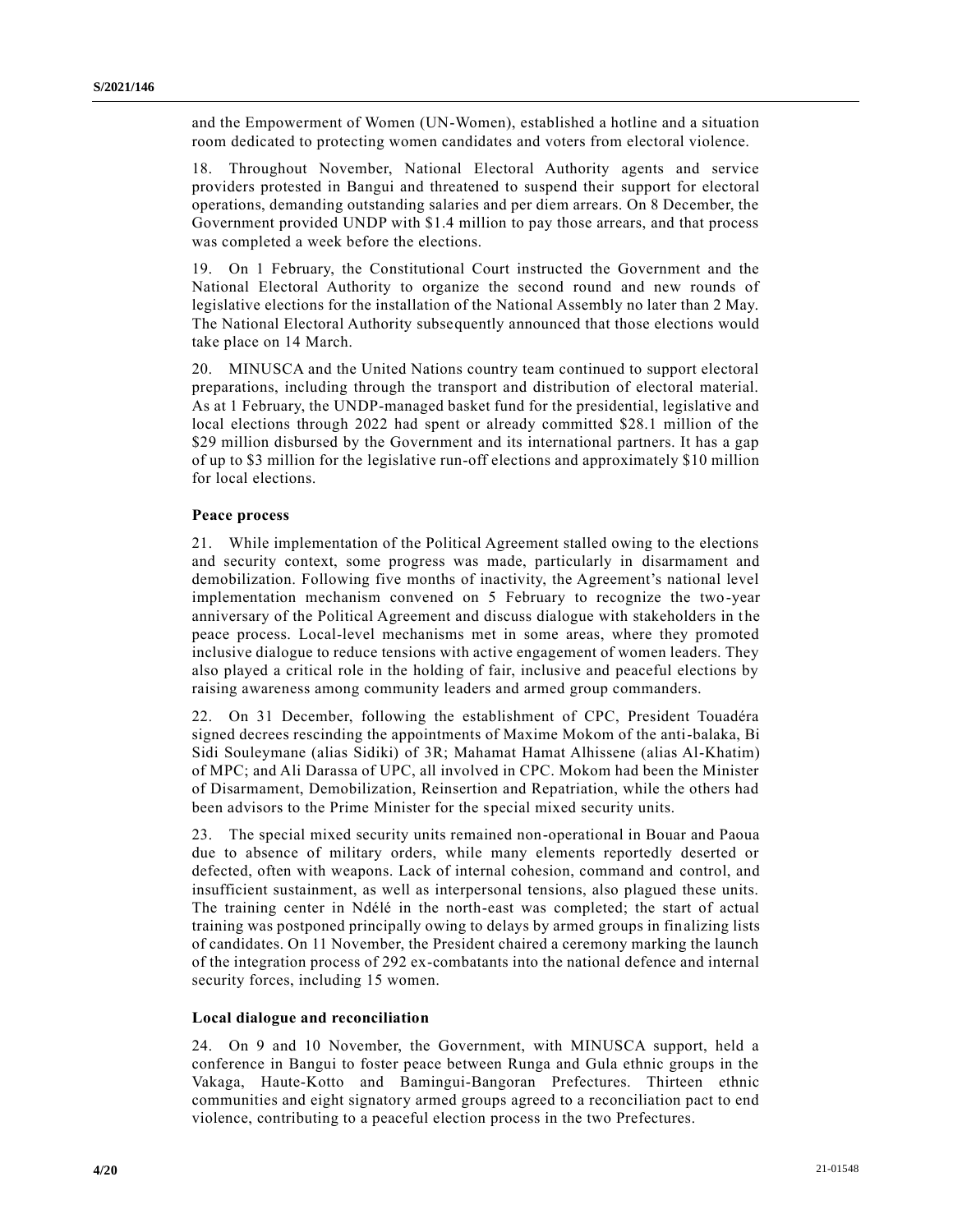and the Empowerment of Women (UN-Women), established a hotline and a situation room dedicated to protecting women candidates and voters from electoral violence.

18. Throughout November, National Electoral Authority agents and service providers protested in Bangui and threatened to suspend their support for electoral operations, demanding outstanding salaries and per diem arrears. On 8 December, the Government provided UNDP with $1.4 million to pay those arrears, and that process was completed a week before the elections.

19. On 1 February, the Constitutional Court instructed the Government and the National Electoral Authority to organize the second round and new rounds of legislative elections for the installation of the National Assembly no later than 2 May. The National Electoral Authority subsequently announced that those elections would take place on 14 March.

20. MINUSCA and the United Nations country team continued to support electoral preparations, including through the transport and distribution of electoral material. As at 1 February, the UNDP-managed basket fund for the presidential, legislative and local elections through 2022 had spent or already committed $28.1 million of the $29 million disbursed by the Government and its international partners. It has a gap of up to $3 million for the legislative run-off elections and approximately $10 million for local elections.

### Peace process

21. While implementation of the Political Agreement stalled owing to the elections and security context, some progress was made, particularly in disarmament and demobilization. Following five months of inactivity, the Agreement's national level implementation mechanism convened on 5 February to recognize the two-year anniversary of the Political Agreement and discuss dialogue with stakeholders in the peace process. Local-level mechanisms met in some areas, where they promoted inclusive dialogue to reduce tensions with active engagement of women leaders. They also played a critical role in the holding of fair, inclusive and peaceful elections by raising awareness among community leaders and armed group commanders.

22. On 31 December, following the establishment of CPC, President Touadéra signed decrees rescinding the appointments of Maxime Mokom of the anti-balaka, Bi Sidi Souleymane (alias Sidiki) of 3R; Mahamat Hamat Alhissene (alias Al-Khatim) of MPC; and Ali Darassa of UPC, all involved in CPC. Mokom had been the Minister of Disarmament, Demobilization, Reinsertion and Repatriation, while the others had been advisors to the Prime Minister for the special mixed security units.

23. The special mixed security units remained non-operational in Bouar and Paoua due to absence of military orders, while many elements reportedly deserted or defected, often with weapons. Lack of internal cohesion, command and control, and insufficient sustainment, as well as interpersonal tensions, also plagued these units. The training center in Ndélé in the north-east was completed; the start of actual training was postponed principally owing to delays by armed groups in finalizing lists of candidates. On 11 November, the President chaired a ceremony marking the launch of the integration process of 292 ex-combatants into the national defence and internal security forces, including 15 women.

### Local dialogue and reconciliation

24. On 9 and 10 November, the Government, with MINUSCA support, held a conference in Bangui to foster peace between Runga and Gula ethnic groups in the Vakaga, Haute-Kotto and Bamingui-Bangoran Prefectures. Thirteen ethnic communities and eight signatory armed groups agreed to a reconciliation pact to end violence, contributing to a peaceful election process in the two Prefectures.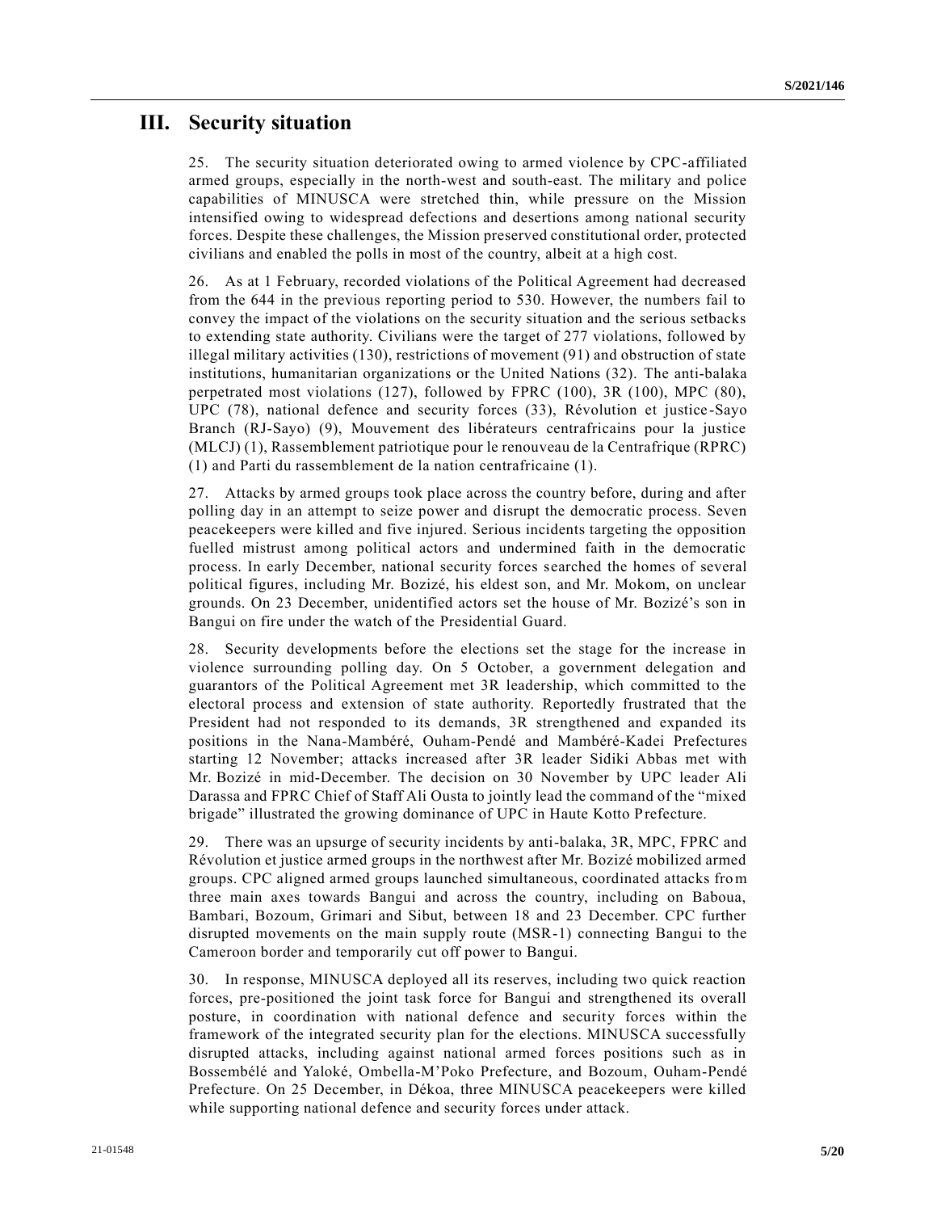## III. Security situation

25. The security situation deteriorated owing to armed violence by CPC-affiliated armed groups, especially in the north-west and south-east. The military and police capabilities of MINUSCA were stretched thin, while pressure on the Mission intensified owing to widespread defections and desertions among national security forces. Despite these challenges, the Mission preserved constitutional order, protected civilians and enabled the polls in most of the country, albeit at a high cost.

26. As at 1 February, recorded violations of the Political Agreement had decreased from the 644 in the previous reporting period to 530. However, the numbers fail to convey the impact of the violations on the security situation and the serious setbacks to extending state authority. Civilians were the target of 277 violations, followed by illegal military activities (130), restrictions of movement (91) and obstruction of state institutions, humanitarian organizations or the United Nations (32). The anti-balaka perpetrated most violations (127), followed by FPRC (100), 3R (100), MPC (80), UPC (78), national defence and security forces (33), Révolution et justice-Sayo Branch (RJ-Sayo) (9), Mouvement des libérateurs centrafricains pour la justice (MLCJ) (1), Rassemblement patriotique pour le renouveau de la Centrafrique (RPRC) (1) and Parti du rassemblement de la nation centrafricaine (1).

27. Attacks by armed groups took place across the country before, during and after polling day in an attempt to seize power and disrupt the democratic process. Seven peacekeepers were killed and five injured. Serious incidents targeting the opposition fuelled mistrust among political actors and undermined faith in the democratic process. In early December, national security forces searched the homes of several political figures, including Mr. Bozizé, his eldest son, and Mr. Mokom, on unclear grounds. On 23 December, unidentified actors set the house of Mr. Bozizé's son in Bangui on fire under the watch of the Presidential Guard.

28. Security developments before the elections set the stage for the increase in violence surrounding polling day. On 5 October, a government delegation and guarantors of the Political Agreement met 3R leadership, which committed to the electoral process and extension of state authority. Reportedly frustrated that the President had not responded to its demands, 3R strengthened and expanded its positions in the Nana-Mambéré, Ouham-Pendé and Mambéré-Kadei Prefectures starting 12 November; attacks increased after 3R leader Sidiki Abbas met with Mr. Bozizé in mid-December. The decision on 30 November by UPC leader Ali Darassa and FPRC Chief of Staff Ali Ousta to jointly lead the command of the "mixed brigade" illustrated the growing dominance of UPC in Haute Kotto Prefecture.

29. There was an upsurge of security incidents by anti-balaka, 3R, MPC, FPRC and Révolution et justice armed groups in the northwest after Mr. Bozizé mobilized armed groups. CPC aligned armed groups launched simultaneous, coordinated attacks from three main axes towards Bangui and across the country, including on Baboua, Bambari, Bozoum, Grimari and Sibut, between 18 and 23 December. CPC further disrupted movements on the main supply route (MSR-1) connecting Bangui to the Cameroon border and temporarily cut off power to Bangui.

30. In response, MINUSCA deployed all its reserves, including two quick reaction forces, pre-positioned the joint task force for Bangui and strengthened its overall posture, in coordination with national defence and security forces within the framework of the integrated security plan for the elections. MINUSCA successfully disrupted attacks, including against national armed forces positions such as in Bossembélé and Yaloké, Ombella-M'Poko Prefecture, and Bozoum, Ouham-Pendé Prefecture. On 25 December, in Dékoa, three MINUSCA peacekeepers were killed while supporting national defence and security forces under attack.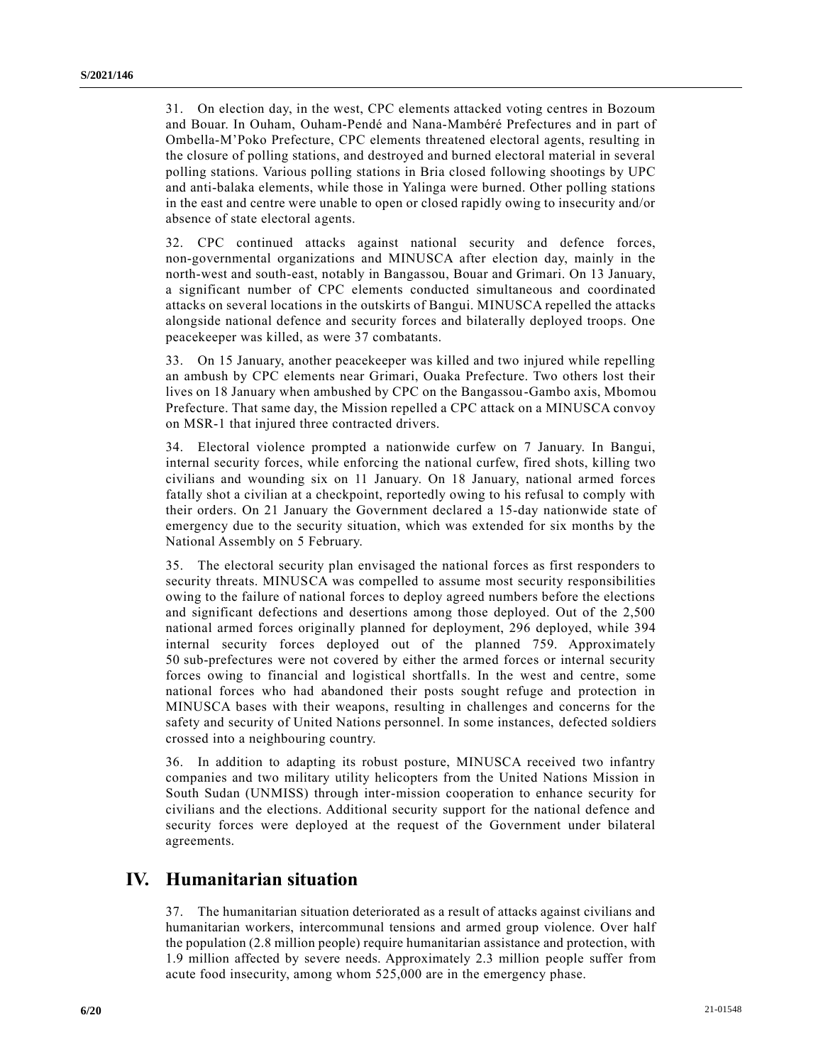31. On election day, in the west, CPC elements attacked voting centres in Bozoum and Bouar. In Ouham, Ouham-Pendé and Nana-Mambéré Prefectures and in part of Ombella-M'Poko Prefecture, CPC elements threatened electoral agents, resulting in the closure of polling stations, and destroyed and burned electoral material in several polling stations. Various polling stations in Bria closed following shootings by UPC and anti-balaka elements, while those in Yalinga were burned. Other polling stations in the east and centre were unable to open or closed rapidly owing to insecurity and/or absence of state electoral agents.

32. CPC continued attacks against national security and defence forces, non-governmental organizations and MINUSCA after election day, mainly in the north-west and south-east, notably in Bangassou, Bouar and Grimari. On 13 January, a significant number of CPC elements conducted simultaneous and coordinated attacks on several locations in the outskirts of Bangui. MINUSCA repelled the attacks alongside national defence and security forces and bilaterally deployed troops. One peacekeeper was killed, as were 37 combatants.

33. On 15 January, another peacekeeper was killed and two injured while repelling an ambush by CPC elements near Grimari, Ouaka Prefecture. Two others lost their lives on 18 January when ambushed by CPC on the Bangassou-Gambo axis, Mbomou Prefecture. That same day, the Mission repelled a CPC attack on a MINUSCA convoy on MSR-1 that injured three contracted drivers.

34. Electoral violence prompted a nationwide curfew on 7 January. In Bangui, internal security forces, while enforcing the national curfew, fired shots, killing two civilians and wounding six on 11 January. On 18 January, national armed forces fatally shot a civilian at a checkpoint, reportedly owing to his refusal to comply with their orders. On 21 January the Government declared a 15-day nationwide state of emergency due to the security situation, which was extended for six months by the National Assembly on 5 February.

35. The electoral security plan envisaged the national forces as first responders to security threats. MINUSCA was compelled to assume most security responsibilities owing to the failure of national forces to deploy agreed numbers before the elections and significant defections and desertions among those deployed. Out of the 2,500 national armed forces originally planned for deployment, 296 deployed, while 394 internal security forces deployed out of the planned 759. Approximately 50 sub-prefectures were not covered by either the armed forces or internal security forces owing to financial and logistical shortfalls. In the west and centre, some national forces who had abandoned their posts sought refuge and protection in MINUSCA bases with their weapons, resulting in challenges and concerns for the safety and security of United Nations personnel. In some instances, defected soldiers crossed into a neighbouring country.

36. In addition to adapting its robust posture, MINUSCA received two infantry companies and two military utility helicopters from the United Nations Mission in South Sudan (UNMISS) through inter-mission cooperation to enhance security for civilians and the elections. Additional security support for the national defence and security forces were deployed at the request of the Government under bilateral agreements.

## IV. Humanitarian situation

37. The humanitarian situation deteriorated as a result of attacks against civilians and humanitarian workers, intercommunal tensions and armed group violence. Over half the population (2.8 million people) require humanitarian assistance and protection, with 1.9 million affected by severe needs. Approximately 2.3 million people suffer from acute food insecurity, among whom 525,000 are in the emergency phase.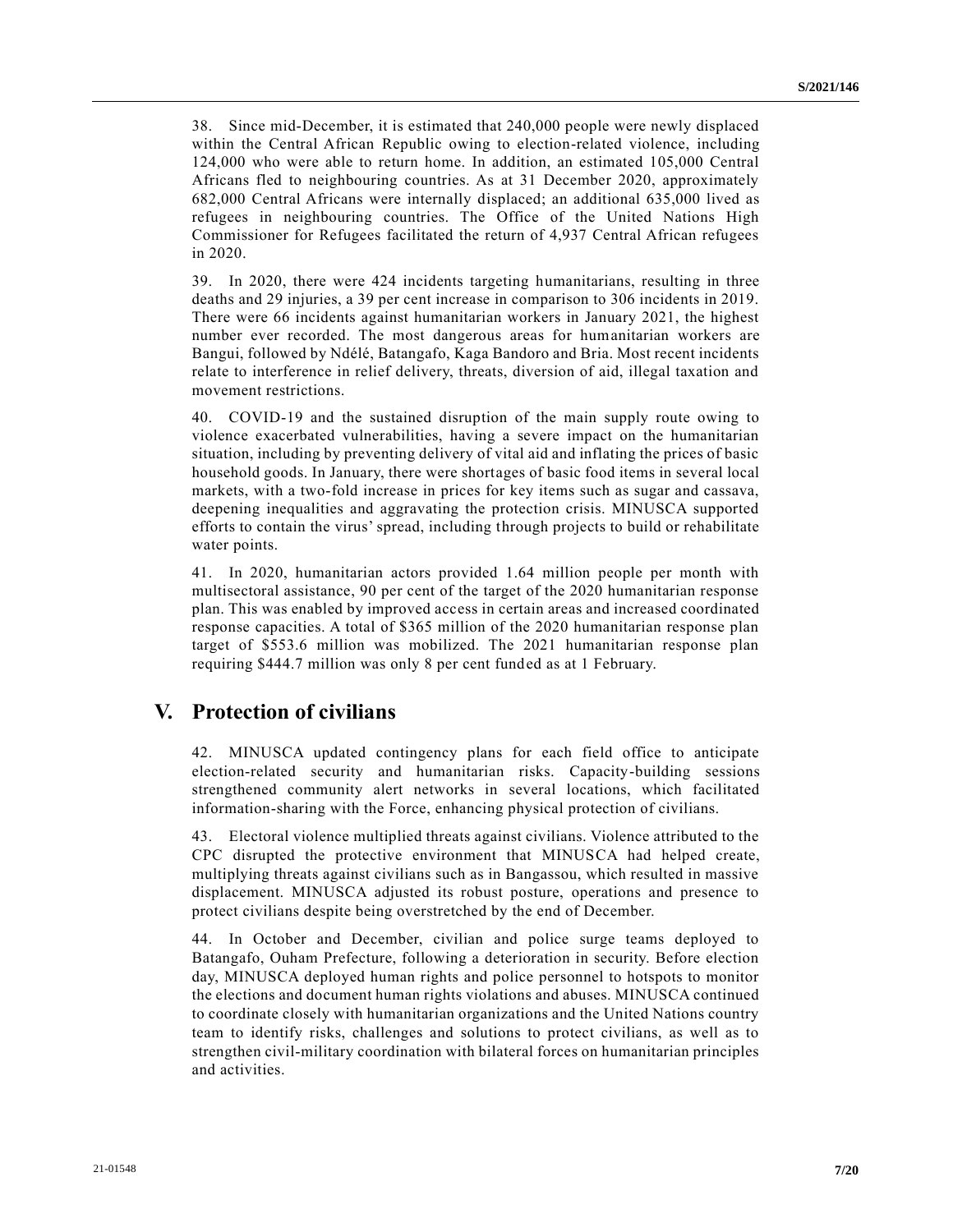38. Since mid-December, it is estimated that 240,000 people were newly displaced within the Central African Republic owing to election-related violence, including 124,000 who were able to return home. In addition, an estimated 105,000 Central Africans fled to neighbouring countries. As at 31 December 2020, approximately 682,000 Central Africans were internally displaced; an additional 635,000 lived as refugees in neighbouring countries. The Office of the United Nations High Commissioner for Refugees facilitated the return of 4,937 Central African refugees in 2020.

39. In 2020, there were 424 incidents targeting humanitarians, resulting in three deaths and 29 injuries, a 39 per cent increase in comparison to 306 incidents in 2019. There were 66 incidents against humanitarian workers in January 2021, the highest number ever recorded. The most dangerous areas for humanitarian workers are Bangui, followed by Ndélé, Batangafo, Kaga Bandoro and Bria. Most recent incidents relate to interference in relief delivery, threats, diversion of aid, illegal taxation and movement restrictions.

40. COVID-19 and the sustained disruption of the main supply route owing to violence exacerbated vulnerabilities, having a severe impact on the humanitarian situation, including by preventing delivery of vital aid and inflating the prices of basic household goods. In January, there were shortages of basic food items in several local markets, with a two-fold increase in prices for key items such as sugar and cassava, deepening inequalities and aggravating the protection crisis. MINUSCA supported efforts to contain the virus' spread, including through projects to build or rehabilitate water points.

41. In 2020, humanitarian actors provided 1.64 million people per month with multisectoral assistance, 90 per cent of the target of the 2020 humanitarian response plan. This was enabled by improved access in certain areas and increased coordinated response capacities. A total of $365 million of the 2020 humanitarian response plan target of $553.6 million was mobilized. The 2021 humanitarian response plan requiring $444.7 million was only 8 per cent funded as at 1 February.

## V. Protection of civilians

42. MINUSCA updated contingency plans for each field office to anticipate election-related security and humanitarian risks. Capacity-building sessions strengthened community alert networks in several locations, which facilitated information-sharing with the Force, enhancing physical protection of civilians.

43. Electoral violence multiplied threats against civilians. Violence attributed to the CPC disrupted the protective environment that MINUSCA had helped create, multiplying threats against civilians such as in Bangassou, which resulted in massive displacement. MINUSCA adjusted its robust posture, operations and presence to protect civilians despite being overstretched by the end of December.

44. In October and December, civilian and police surge teams deployed to Batangafo, Ouham Prefecture, following a deterioration in security. Before election day, MINUSCA deployed human rights and police personnel to hotspots to monitor the elections and document human rights violations and abuses. MINUSCA continued to coordinate closely with humanitarian organizations and the United Nations country team to identify risks, challenges and solutions to protect civilians, as well as to strengthen civil-military coordination with bilateral forces on humanitarian principles and activities.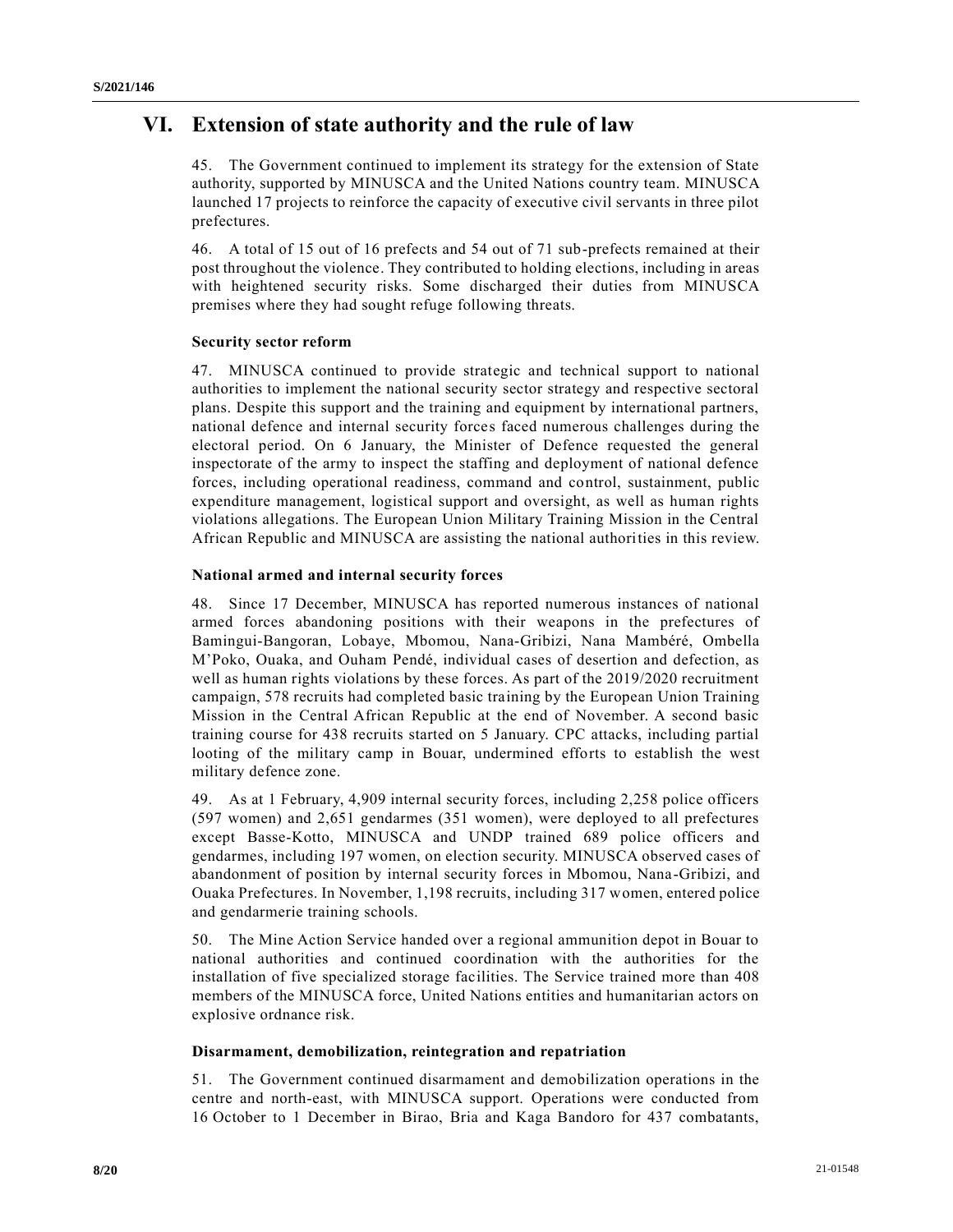# VI. Extension of state authority and the rule of law

45. The Government continued to implement its strategy for the extension of State authority, supported by MINUSCA and the United Nations country team. MINUSCA launched 17 projects to reinforce the capacity of executive civil servants in three pilot prefectures.

46. A total of 15 out of 16 prefects and 54 out of 71 sub-prefects remained at their post throughout the violence. They contributed to holding elections, including in areas with heightened security risks. Some discharged their duties from MINUSCA premises where they had sought refuge following threats.

### Security sector reform

47. MINUSCA continued to provide strategic and technical support to national authorities to implement the national security sector strategy and respective sectoral plans. Despite this support and the training and equipment by international partners, national defence and internal security forces faced numerous challenges during the electoral period. On 6 January, the Minister of Defence requested the general inspectorate of the army to inspect the staffing and deployment of national defence forces, including operational readiness, command and control, sustainment, public expenditure management, logistical support and oversight, as well as human rights violations allegations. The European Union Military Training Mission in the Central African Republic and MINUSCA are assisting the national authorities in this review.

### National armed and internal security forces

48. Since 17 December, MINUSCA has reported numerous instances of national armed forces abandoning positions with their weapons in the prefectures of Bamingui-Bangoran, Lobaye, Mbomou, Nana-Gribizi, Nana Mambéré, Ombella M'Poko, Ouaka, and Ouham Pendé, individual cases of desertion and defection, as well as human rights violations by these forces. As part of the 2019/2020 recruitment campaign, 578 recruits had completed basic training by the European Union Training Mission in the Central African Republic at the end of November. A second basic training course for 438 recruits started on 5 January. CPC attacks, including partial looting of the military camp in Bouar, undermined efforts to establish the west military defence zone.

49. As at 1 February, 4,909 internal security forces, including 2,258 police officers (597 women) and 2,651 gendarmes (351 women), were deployed to all prefectures except Basse-Kotto, MINUSCA and UNDP trained 689 police officers and gendarmes, including 197 women, on election security. MINUSCA observed cases of abandonment of position by internal security forces in Mbomou, Nana-Gribizi, and Ouaka Prefectures. In November, 1,198 recruits, including 317 women, entered police and gendarmerie training schools.

50. The Mine Action Service handed over a regional ammunition depot in Bouar to national authorities and continued coordination with the authorities for the installation of five specialized storage facilities. The Service trained more than 408 members of the MINUSCA force, United Nations entities and humanitarian actors on explosive ordnance risk.

### Disarmament, demobilization, reintegration and repatriation

51. The Government continued disarmament and demobilization operations in the centre and north-east, with MINUSCA support. Operations were conducted from 16 October to 1 December in Birao, Bria and Kaga Bandoro for 437 combatants,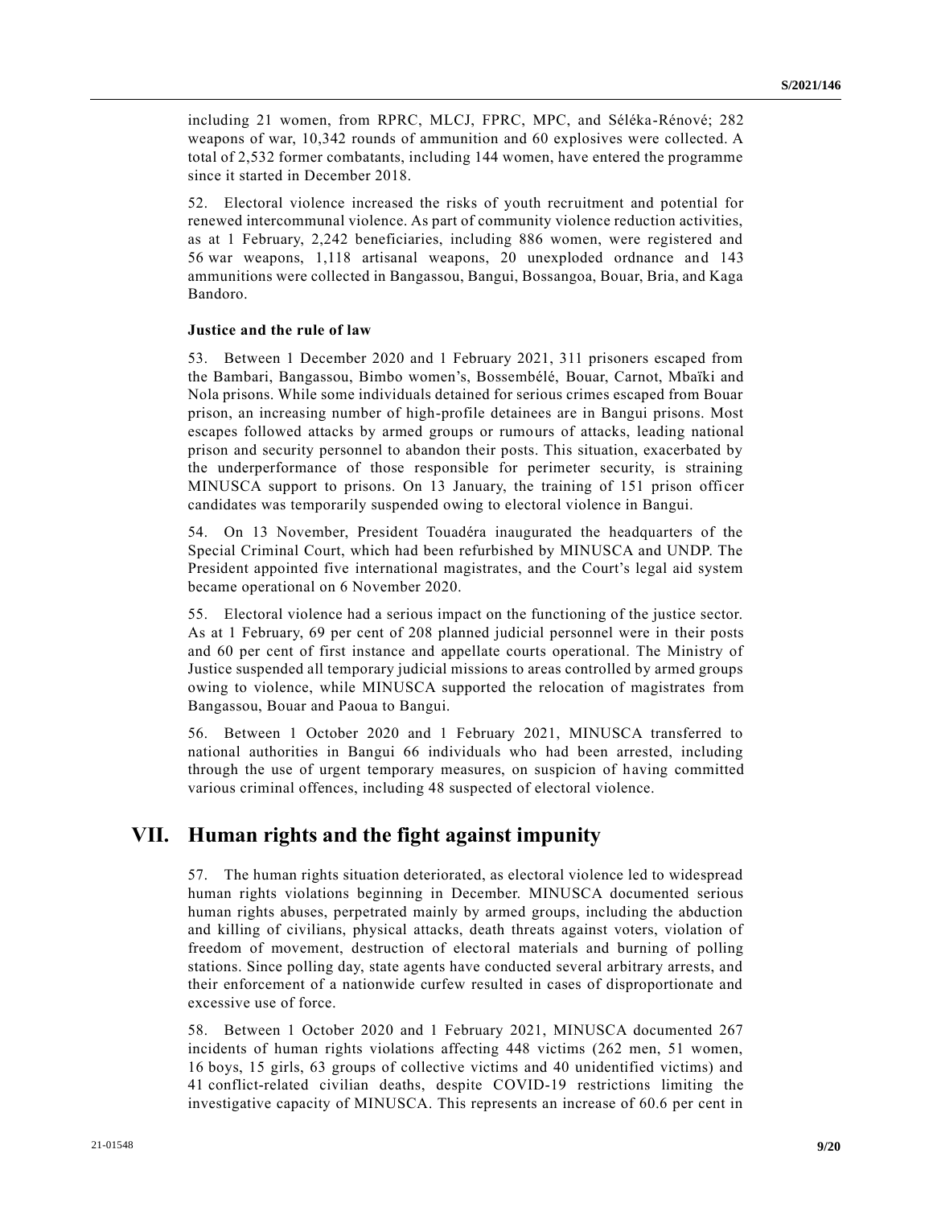including 21 women, from RPRC, MLCJ, FPRC, MPC, and Séléka-Rénové; 282 weapons of war, 10,342 rounds of ammunition and 60 explosives were collected. A total of 2,532 former combatants, including 144 women, have entered the programme since it started in December 2018.

52. Electoral violence increased the risks of youth recruitment and potential for renewed intercommunal violence. As part of community violence reduction activities, as at 1 February, 2,242 beneficiaries, including 886 women, were registered and 56 war weapons, 1,118 artisanal weapons, 20 unexploded ordnance and 143 ammunitions were collected in Bangassou, Bangui, Bossangoa, Bouar, Bria, and Kaga Bandoro.

### Justice and the rule of law

53. Between 1 December 2020 and 1 February 2021, 311 prisoners escaped from the Bambari, Bangassou, Bimbo women's, Bossembélé, Bouar, Carnot, Mbaïki and Nola prisons. While some individuals detained for serious crimes escaped from Bouar prison, an increasing number of high-profile detainees are in Bangui prisons. Most escapes followed attacks by armed groups or rumours of attacks, leading national prison and security personnel to abandon their posts. This situation, exacerbated by the underperformance of those responsible for perimeter security, is straining MINUSCA support to prisons. On 13 January, the training of 151 prison officer candidates was temporarily suspended owing to electoral violence in Bangui.

54. On 13 November, President Touadéra inaugurated the headquarters of the Special Criminal Court, which had been refurbished by MINUSCA and UNDP. The President appointed five international magistrates, and the Court's legal aid system became operational on 6 November 2020.

55. Electoral violence had a serious impact on the functioning of the justice sector. As at 1 February, 69 per cent of 208 planned judicial personnel were in their posts and 60 per cent of first instance and appellate courts operational. The Ministry of Justice suspended all temporary judicial missions to areas controlled by armed groups owing to violence, while MINUSCA supported the relocation of magistrates from Bangassou, Bouar and Paoua to Bangui.

56. Between 1 October 2020 and 1 February 2021, MINUSCA transferred to national authorities in Bangui 66 individuals who had been arrested, including through the use of urgent temporary measures, on suspicion of having committed various criminal offences, including 48 suspected of electoral violence.

## VII. Human rights and the fight against impunity

57. The human rights situation deteriorated, as electoral violence led to widespread human rights violations beginning in December. MINUSCA documented serious human rights abuses, perpetrated mainly by armed groups, including the abduction and killing of civilians, physical attacks, death threats against voters, violation of freedom of movement, destruction of electoral materials and burning of polling stations. Since polling day, state agents have conducted several arbitrary arrests, and their enforcement of a nationwide curfew resulted in cases of disproportionate and excessive use of force.

58. Between 1 October 2020 and 1 February 2021, MINUSCA documented 267 incidents of human rights violations affecting 448 victims (262 men, 51 women, 16 boys, 15 girls, 63 groups of collective victims and 40 unidentified victims) and 41 conflict-related civilian deaths, despite COVID-19 restrictions limiting the investigative capacity of MINUSCA. This represents an increase of 60.6 per cent in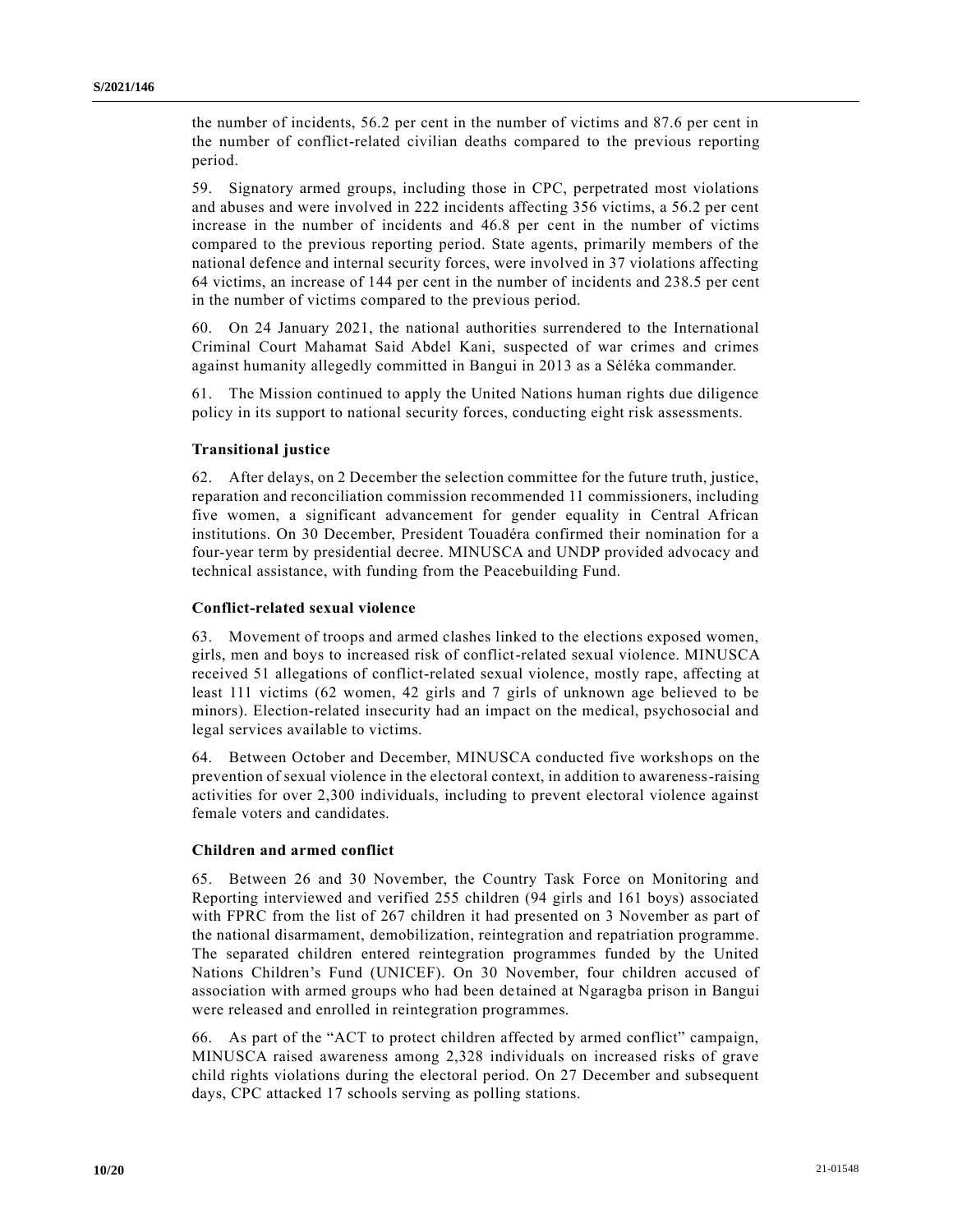the number of incidents, 56.2 per cent in the number of victims and 87.6 per cent in the number of conflict-related civilian deaths compared to the previous reporting period.

59. Signatory armed groups, including those in CPC, perpetrated most violations and abuses and were involved in 222 incidents affecting 356 victims, a 56.2 per cent increase in the number of incidents and 46.8 per cent in the number of victims compared to the previous reporting period. State agents, primarily members of the national defence and internal security forces, were involved in 37 violations affecting 64 victims, an increase of 144 per cent in the number of incidents and 238.5 per cent in the number of victims compared to the previous period.

60. On 24 January 2021, the national authorities surrendered to the International Criminal Court Mahamat Said Abdel Kani, suspected of war crimes and crimes against humanity allegedly committed in Bangui in 2013 as a Séléka commander.

61. The Mission continued to apply the United Nations human rights due diligence policy in its support to national security forces, conducting eight risk assessments.

### Transitional justice

62. After delays, on 2 December the selection committee for the future truth, justice, reparation and reconciliation commission recommended 11 commissioners, including five women, a significant advancement for gender equality in Central African institutions. On 30 December, President Touadéra confirmed their nomination for a four-year term by presidential decree. MINUSCA and UNDP provided advocacy and technical assistance, with funding from the Peacebuilding Fund.

### Conflict-related sexual violence

63. Movement of troops and armed clashes linked to the elections exposed women, girls, men and boys to increased risk of conflict-related sexual violence. MINUSCA received 51 allegations of conflict-related sexual violence, mostly rape, affecting at least 111 victims (62 women, 42 girls and 7 girls of unknown age believed to be minors). Election-related insecurity had an impact on the medical, psychosocial and legal services available to victims.

64. Between October and December, MINUSCA conducted five workshops on the prevention of sexual violence in the electoral context, in addition to awareness-raising activities for over 2,300 individuals, including to prevent electoral violence against female voters and candidates.

### Children and armed conflict

65. Between 26 and 30 November, the Country Task Force on Monitoring and Reporting interviewed and verified 255 children (94 girls and 161 boys) associated with FPRC from the list of 267 children it had presented on 3 November as part of the national disarmament, demobilization, reintegration and repatriation programme. The separated children entered reintegration programmes funded by the United Nations Children's Fund (UNICEF). On 30 November, four children accused of association with armed groups who had been detained at Ngaragba prison in Bangui were released and enrolled in reintegration programmes.

66. As part of the "ACT to protect children affected by armed conflict" campaign, MINUSCA raised awareness among 2,328 individuals on increased risks of grave child rights violations during the electoral period. On 27 December and subsequent days, CPC attacked 17 schools serving as polling stations.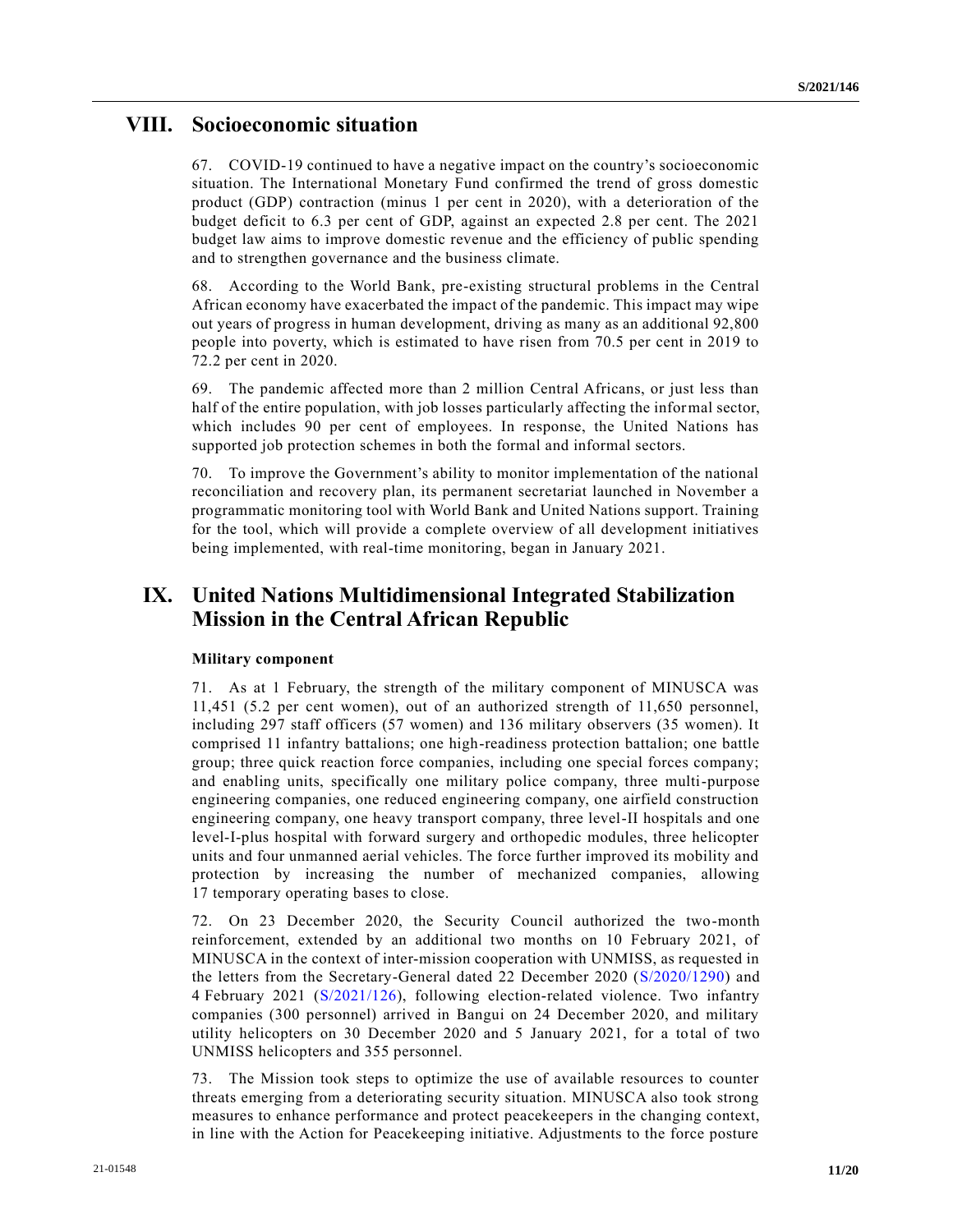## VIII. Socioeconomic situation

67. COVID-19 continued to have a negative impact on the country's socioeconomic situation. The International Monetary Fund confirmed the trend of gross domestic product (GDP) contraction (minus 1 per cent in 2020), with a deterioration of the budget deficit to 6.3 per cent of GDP, against an expected 2.8 per cent. The 2021 budget law aims to improve domestic revenue and the efficiency of public spending and to strengthen governance and the business climate.

68. According to the World Bank, pre-existing structural problems in the Central African economy have exacerbated the impact of the pandemic. This impact may wipe out years of progress in human development, driving as many as an additional 92,800 people into poverty, which is estimated to have risen from 70.5 per cent in 2019 to 72.2 per cent in 2020.

69. The pandemic affected more than 2 million Central Africans, or just less than half of the entire population, with job losses particularly affecting the informal sector, which includes 90 per cent of employees. In response, the United Nations has supported job protection schemes in both the formal and informal sectors.

70. To improve the Government's ability to monitor implementation of the national reconciliation and recovery plan, its permanent secretariat launched in November a programmatic monitoring tool with World Bank and United Nations support. Training for the tool, which will provide a complete overview of all development initiatives being implemented, with real-time monitoring, began in January 2021.

## IX. United Nations Multidimensional Integrated Stabilization Mission in the Central African Republic

### Military component

71. As at 1 February, the strength of the military component of MINUSCA was 11,451 (5.2 per cent women), out of an authorized strength of 11,650 personnel, including 297 staff officers (57 women) and 136 military observers (35 women). It comprised 11 infantry battalions; one high-readiness protection battalion; one battle group; three quick reaction force companies, including one special forces company; and enabling units, specifically one military police company, three multi-purpose engineering companies, one reduced engineering company, one airfield construction engineering company, one heavy transport company, three level-II hospitals and one level-I-plus hospital with forward surgery and orthopedic modules, three helicopter units and four unmanned aerial vehicles. The force further improved its mobility and protection by increasing the number of mechanized companies, allowing 17 temporary operating bases to close.

72. On 23 December 2020, the Security Council authorized the two-month reinforcement, extended by an additional two months on 10 February 2021, of MINUSCA in the context of inter-mission cooperation with UNMISS, as requested in the letters from the Secretary-General dated 22 December 2020 (S/2020/1290) and 4 February 2021 (S/2021/126), following election-related violence. Two infantry companies (300 personnel) arrived in Bangui on 24 December 2020, and military utility helicopters on 30 December 2020 and 5 January 2021, for a total of two UNMISS helicopters and 355 personnel.

73. The Mission took steps to optimize the use of available resources to counter threats emerging from a deteriorating security situation. MINUSCA also took strong measures to enhance performance and protect peacekeepers in the changing context, in line with the Action for Peacekeeping initiative. Adjustments to the force posture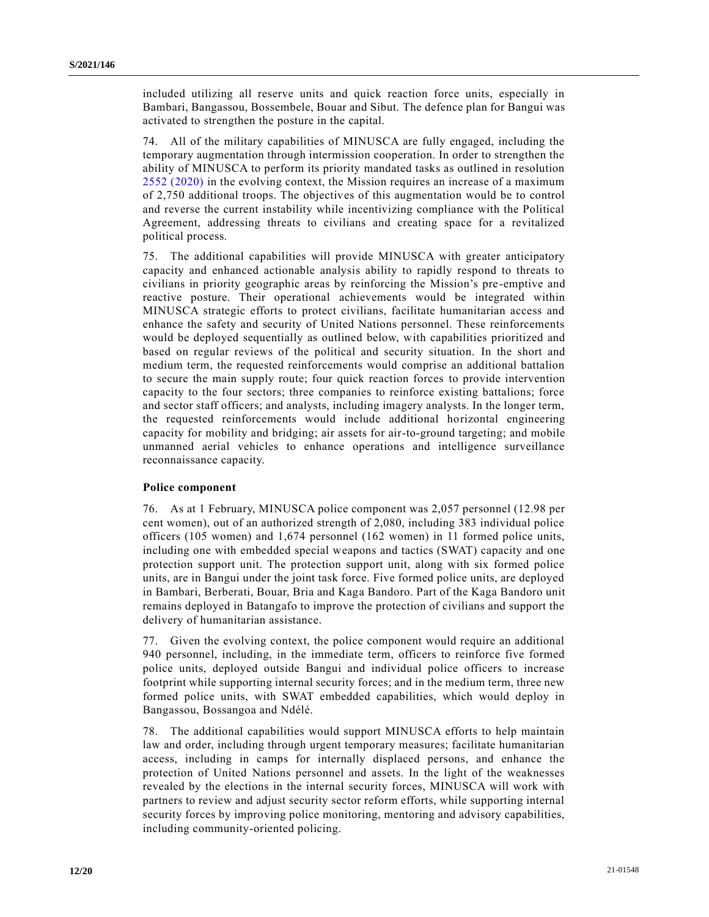included utilizing all reserve units and quick reaction force units, especially in Bambari, Bangassou, Bossembele, Bouar and Sibut. The defence plan for Bangui was activated to strengthen the posture in the capital.

74. All of the military capabilities of MINUSCA are fully engaged, including the temporary augmentation through intermission cooperation. In order to strengthen the ability of MINUSCA to perform its priority mandated tasks as outlined in resolution 2552 (2020) in the evolving context, the Mission requires an increase of a maximum of 2,750 additional troops. The objectives of this augmentation would be to control and reverse the current instability while incentivizing compliance with the Political Agreement, addressing threats to civilians and creating space for a revitalized political process.

75. The additional capabilities will provide MINUSCA with greater anticipatory capacity and enhanced actionable analysis ability to rapidly respond to threats to civilians in priority geographic areas by reinforcing the Mission's pre-emptive and reactive posture. Their operational achievements would be integrated within MINUSCA strategic efforts to protect civilians, facilitate humanitarian access and enhance the safety and security of United Nations personnel. These reinforcements would be deployed sequentially as outlined below, with capabilities prioritized and based on regular reviews of the political and security situation. In the short and medium term, the requested reinforcements would comprise an additional battalion to secure the main supply route; four quick reaction forces to provide intervention capacity to the four sectors; three companies to reinforce existing battalions; force and sector staff officers; and analysts, including imagery analysts. In the longer term, the requested reinforcements would include additional horizontal engineering capacity for mobility and bridging; air assets for air-to-ground targeting; and mobile unmanned aerial vehicles to enhance operations and intelligence surveillance reconnaissance capacity.

### Police component

76. As at 1 February, MINUSCA police component was 2,057 personnel (12.98 per cent women), out of an authorized strength of 2,080, including 383 individual police officers (105 women) and 1,674 personnel (162 women) in 11 formed police units, including one with embedded special weapons and tactics (SWAT) capacity and one protection support unit. The protection support unit, along with six formed police units, are in Bangui under the joint task force. Five formed police units, are deployed in Bambari, Berberati, Bouar, Bria and Kaga Bandoro. Part of the Kaga Bandoro unit remains deployed in Batangafo to improve the protection of civilians and support the delivery of humanitarian assistance.

77. Given the evolving context, the police component would require an additional 940 personnel, including, in the immediate term, officers to reinforce five formed police units, deployed outside Bangui and individual police officers to increase footprint while supporting internal security forces; and in the medium term, three new formed police units, with SWAT embedded capabilities, which would deploy in Bangassou, Bossangoa and Ndélé.

78. The additional capabilities would support MINUSCA efforts to help maintain law and order, including through urgent temporary measures; facilitate humanitarian access, including in camps for internally displaced persons, and enhance the protection of United Nations personnel and assets. In the light of the weaknesses revealed by the elections in the internal security forces, MINUSCA will work with partners to review and adjust security sector reform efforts, while supporting internal security forces by improving police monitoring, mentoring and advisory capabilities, including community-oriented policing.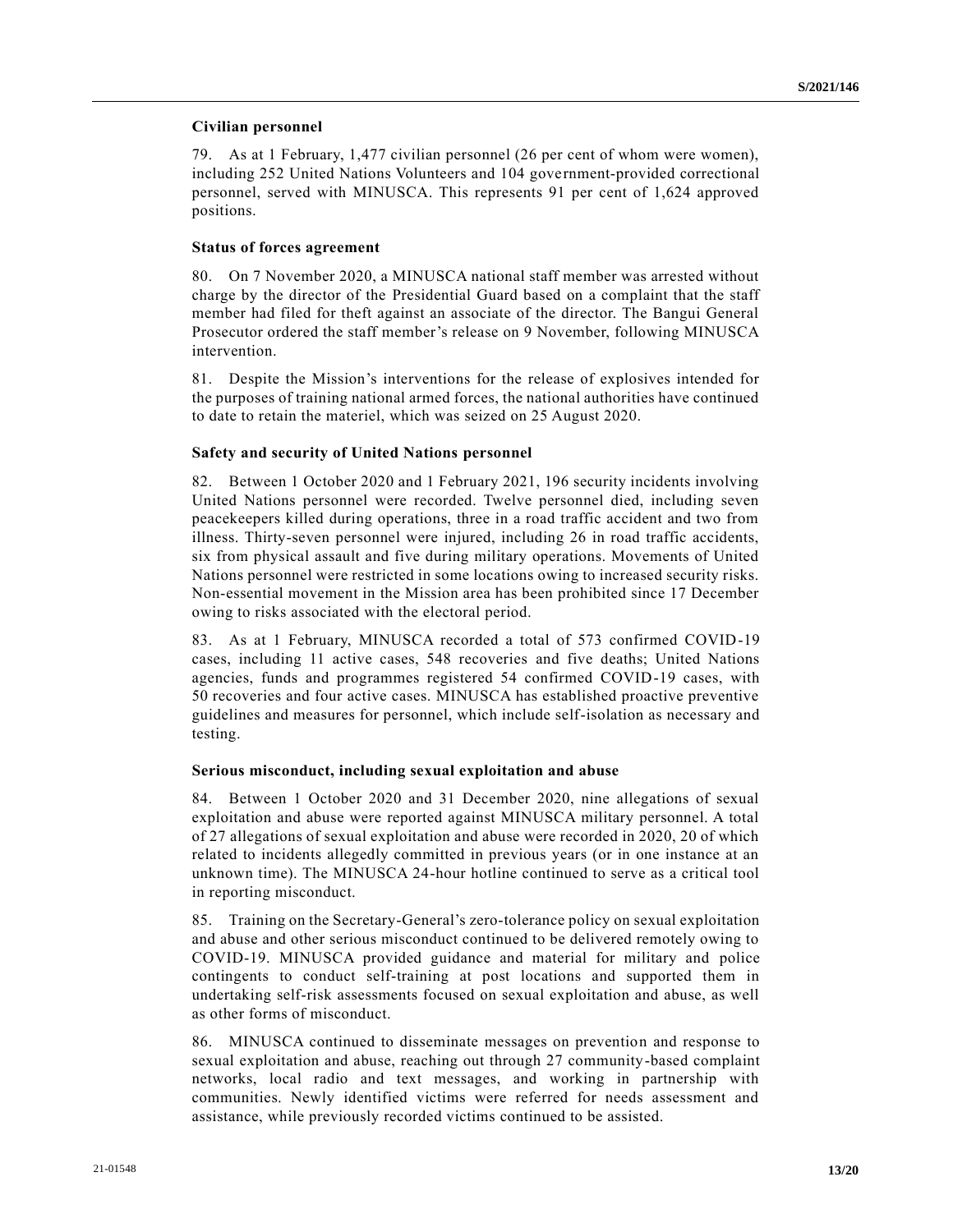**Civilian personnel**

79. As at 1 February, 1,477 civilian personnel (26 per cent of whom were women), including 252 United Nations Volunteers and 104 government-provided correctional personnel, served with MINUSCA. This represents 91 per cent of 1,624 approved positions.

**Status of forces agreement**

80. On 7 November 2020, a MINUSCA national staff member was arrested without charge by the director of the Presidential Guard based on a complaint that the staff member had filed for theft against an associate of the director. The Bangui General Prosecutor ordered the staff member's release on 9 November, following MINUSCA intervention.

81. Despite the Mission's interventions for the release of explosives intended for the purposes of training national armed forces, the national authorities have continued to date to retain the materiel, which was seized on 25 August 2020.

**Safety and security of United Nations personnel**

82. Between 1 October 2020 and 1 February 2021, 196 security incidents involving United Nations personnel were recorded. Twelve personnel died, including seven peacekeepers killed during operations, three in a road traffic accident and two from illness. Thirty-seven personnel were injured, including 26 in road traffic accidents, six from physical assault and five during military operations. Movements of United Nations personnel were restricted in some locations owing to increased security risks. Non-essential movement in the Mission area has been prohibited since 17 December owing to risks associated with the electoral period.

83. As at 1 February, MINUSCA recorded a total of 573 confirmed COVID-19 cases, including 11 active cases, 548 recoveries and five deaths; United Nations agencies, funds and programmes registered 54 confirmed COVID-19 cases, with 50 recoveries and four active cases. MINUSCA has established proactive preventive guidelines and measures for personnel, which include self-isolation as necessary and testing.

**Serious misconduct, including sexual exploitation and abuse**

84. Between 1 October 2020 and 31 December 2020, nine allegations of sexual exploitation and abuse were reported against MINUSCA military personnel. A total of 27 allegations of sexual exploitation and abuse were recorded in 2020, 20 of which related to incidents allegedly committed in previous years (or in one instance at an unknown time). The MINUSCA 24-hour hotline continued to serve as a critical tool in reporting misconduct.

85. Training on the Secretary-General's zero-tolerance policy on sexual exploitation and abuse and other serious misconduct continued to be delivered remotely owing to COVID-19. MINUSCA provided guidance and material for military and police contingents to conduct self-training at post locations and supported them in undertaking self-risk assessments focused on sexual exploitation and abuse, as well as other forms of misconduct.

86. MINUSCA continued to disseminate messages on prevention and response to sexual exploitation and abuse, reaching out through 27 community-based complaint networks, local radio and text messages, and working in partnership with communities. Newly identified victims were referred for needs assessment and assistance, while previously recorded victims continued to be assisted.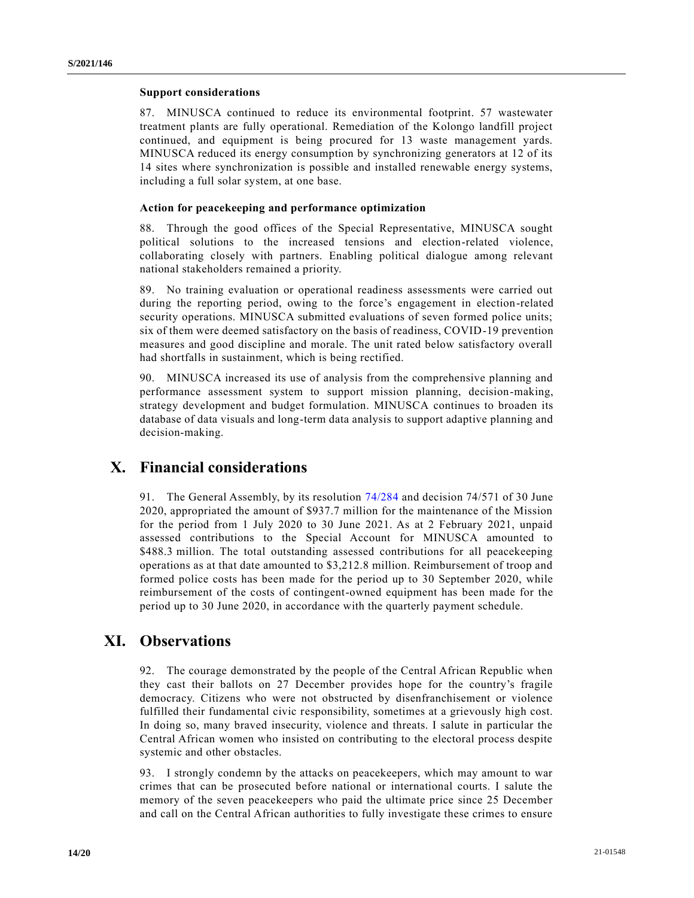### Support considerations

87. MINUSCA continued to reduce its environmental footprint. 57 wastewater treatment plants are fully operational. Remediation of the Kolongo landfill project continued, and equipment is being procured for 13 waste management yards. MINUSCA reduced its energy consumption by synchronizing generators at 12 of its 14 sites where synchronization is possible and installed renewable energy systems, including a full solar system, at one base.

### Action for peacekeeping and performance optimization

88. Through the good offices of the Special Representative, MINUSCA sought political solutions to the increased tensions and election-related violence, collaborating closely with partners. Enabling political dialogue among relevant national stakeholders remained a priority.

89. No training evaluation or operational readiness assessments were carried out during the reporting period, owing to the force's engagement in election-related security operations. MINUSCA submitted evaluations of seven formed police units; six of them were deemed satisfactory on the basis of readiness, COVID-19 prevention measures and good discipline and morale. The unit rated below satisfactory overall had shortfalls in sustainment, which is being rectified.

90. MINUSCA increased its use of analysis from the comprehensive planning and performance assessment system to support mission planning, decision-making, strategy development and budget formulation. MINUSCA continues to broaden its database of data visuals and long-term data analysis to support adaptive planning and decision-making.

## X. Financial considerations

91. The General Assembly, by its resolution 74/284 and decision 74/571 of 30 June 2020, appropriated the amount of $937.7 million for the maintenance of the Mission for the period from 1 July 2020 to 30 June 2021. As at 2 February 2021, unpaid assessed contributions to the Special Account for MINUSCA amounted to $488.3 million. The total outstanding assessed contributions for all peacekeeping operations as at that date amounted to $3,212.8 million. Reimbursement of troop and formed police costs has been made for the period up to 30 September 2020, while reimbursement of the costs of contingent-owned equipment has been made for the period up to 30 June 2020, in accordance with the quarterly payment schedule.

## XI. Observations

92. The courage demonstrated by the people of the Central African Republic when they cast their ballots on 27 December provides hope for the country's fragile democracy. Citizens who were not obstructed by disenfranchisement or violence fulfilled their fundamental civic responsibility, sometimes at a grievously high cost. In doing so, many braved insecurity, violence and threats. I salute in particular the Central African women who insisted on contributing to the electoral process despite systemic and other obstacles.

93. I strongly condemn by the attacks on peacekeepers, which may amount to war crimes that can be prosecuted before national or international courts. I salute the memory of the seven peacekeepers who paid the ultimate price since 25 December and call on the Central African authorities to fully investigate these crimes to ensure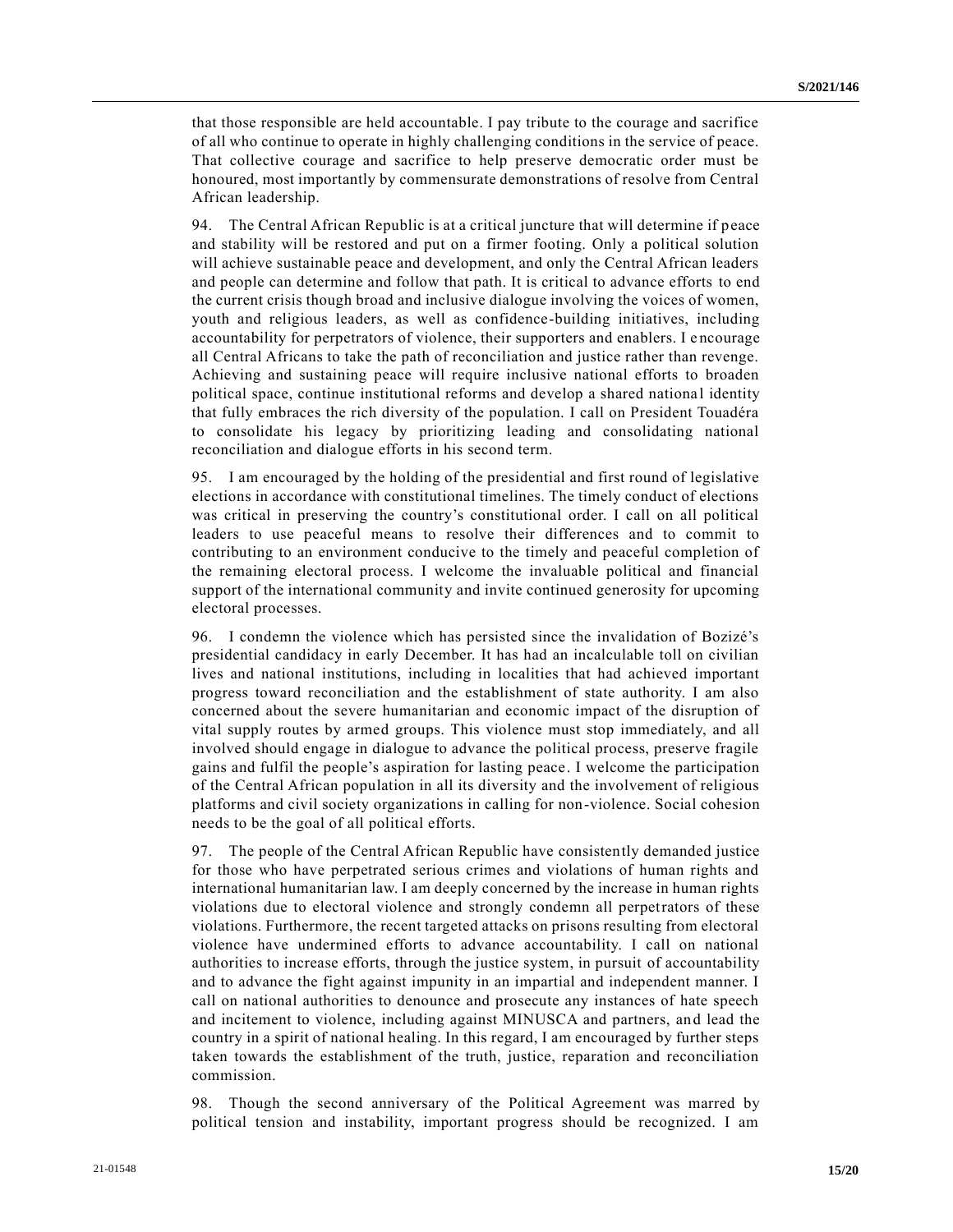that those responsible are held accountable. I pay tribute to the courage and sacrifice of all who continue to operate in highly challenging conditions in the service of peace. That collective courage and sacrifice to help preserve democratic order must be honoured, most importantly by commensurate demonstrations of resolve from Central African leadership.

94. The Central African Republic is at a critical juncture that will determine if peace and stability will be restored and put on a firmer footing. Only a political solution will achieve sustainable peace and development, and only the Central African leaders and people can determine and follow that path. It is critical to advance efforts to end the current crisis though broad and inclusive dialogue involving the voices of women, youth and religious leaders, as well as confidence-building initiatives, including accountability for perpetrators of violence, their supporters and enablers. I encourage all Central Africans to take the path of reconciliation and justice rather than revenge. Achieving and sustaining peace will require inclusive national efforts to broaden political space, continue institutional reforms and develop a shared national identity that fully embraces the rich diversity of the population. I call on President Touadéra to consolidate his legacy by prioritizing leading and consolidating national reconciliation and dialogue efforts in his second term.

95. I am encouraged by the holding of the presidential and first round of legislative elections in accordance with constitutional timelines. The timely conduct of elections was critical in preserving the country's constitutional order. I call on all political leaders to use peaceful means to resolve their differences and to commit to contributing to an environment conducive to the timely and peaceful completion of the remaining electoral process. I welcome the invaluable political and financial support of the international community and invite continued generosity for upcoming electoral processes.

96. I condemn the violence which has persisted since the invalidation of Bozizé's presidential candidacy in early December. It has had an incalculable toll on civilian lives and national institutions, including in localities that had achieved important progress toward reconciliation and the establishment of state authority. I am also concerned about the severe humanitarian and economic impact of the disruption of vital supply routes by armed groups. This violence must stop immediately, and all involved should engage in dialogue to advance the political process, preserve fragile gains and fulfil the people's aspiration for lasting peace. I welcome the participation of the Central African population in all its diversity and the involvement of religious platforms and civil society organizations in calling for non-violence. Social cohesion needs to be the goal of all political efforts.

97. The people of the Central African Republic have consistently demanded justice for those who have perpetrated serious crimes and violations of human rights and international humanitarian law. I am deeply concerned by the increase in human rights violations due to electoral violence and strongly condemn all perpetrators of these violations. Furthermore, the recent targeted attacks on prisons resulting from electoral violence have undermined efforts to advance accountability. I call on national authorities to increase efforts, through the justice system, in pursuit of accountability and to advance the fight against impunity in an impartial and independent manner. I call on national authorities to denounce and prosecute any instances of hate speech and incitement to violence, including against MINUSCA and partners, and lead the country in a spirit of national healing. In this regard, I am encouraged by further steps taken towards the establishment of the truth, justice, reparation and reconciliation commission.

98. Though the second anniversary of the Political Agreement was marred by political tension and instability, important progress should be recognized. I am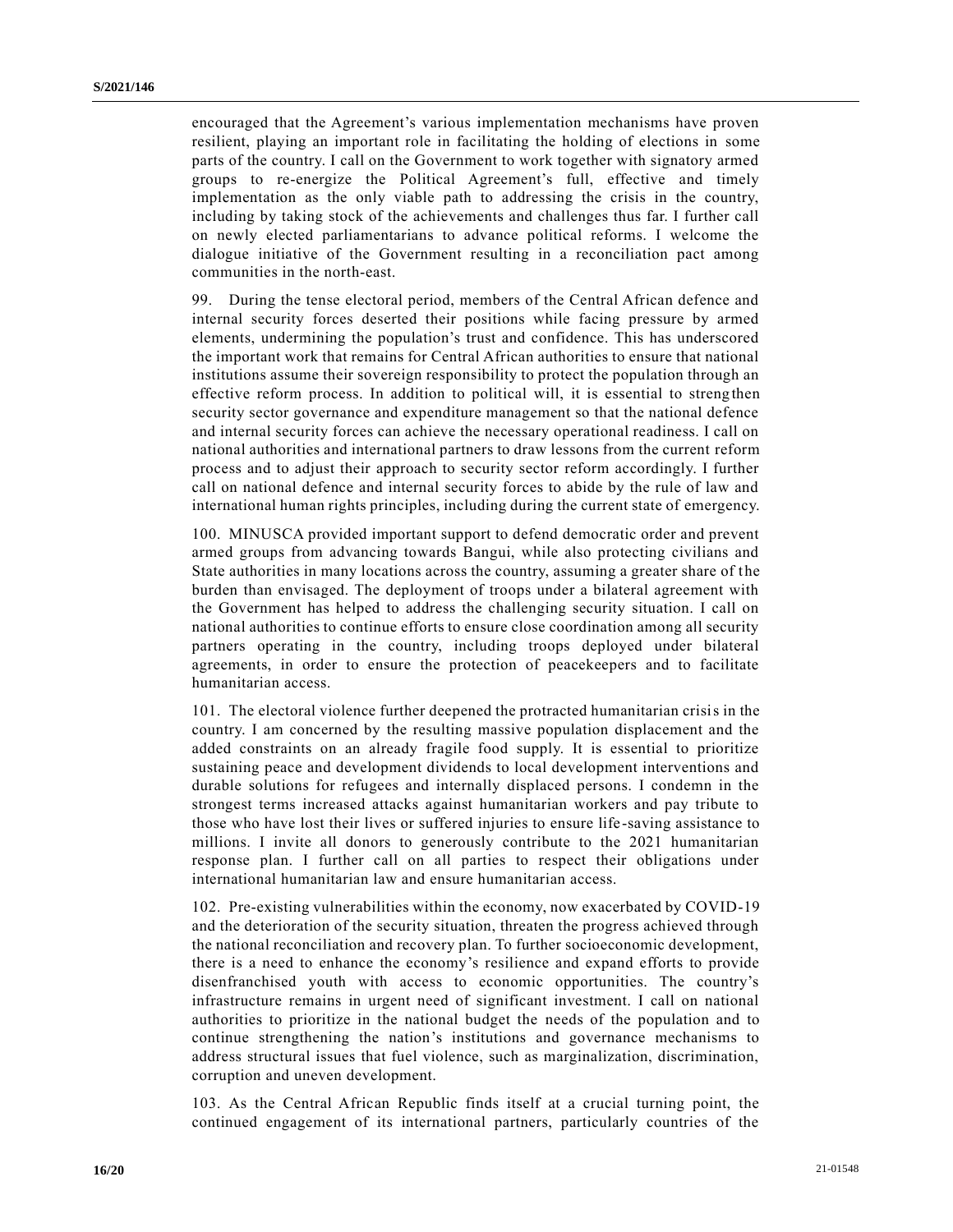encouraged that the Agreement's various implementation mechanisms have proven resilient, playing an important role in facilitating the holding of elections in some parts of the country. I call on the Government to work together with signatory armed groups to re-energize the Political Agreement's full, effective and timely implementation as the only viable path to addressing the crisis in the country, including by taking stock of the achievements and challenges thus far. I further call on newly elected parliamentarians to advance political reforms. I welcome the dialogue initiative of the Government resulting in a reconciliation pact among communities in the north-east.

99. During the tense electoral period, members of the Central African defence and internal security forces deserted their positions while facing pressure by armed elements, undermining the population's trust and confidence. This has underscored the important work that remains for Central African authorities to ensure that national institutions assume their sovereign responsibility to protect the population through an effective reform process. In addition to political will, it is essential to strengthen security sector governance and expenditure management so that the national defence and internal security forces can achieve the necessary operational readiness. I call on national authorities and international partners to draw lessons from the current reform process and to adjust their approach to security sector reform accordingly. I further call on national defence and internal security forces to abide by the rule of law and international human rights principles, including during the current state of emergency.

100. MINUSCA provided important support to defend democratic order and prevent armed groups from advancing towards Bangui, while also protecting civilians and State authorities in many locations across the country, assuming a greater share of the burden than envisaged. The deployment of troops under a bilateral agreement with the Government has helped to address the challenging security situation. I call on national authorities to continue efforts to ensure close coordination among all security partners operating in the country, including troops deployed under bilateral agreements, in order to ensure the protection of peacekeepers and to facilitate humanitarian access.

101. The electoral violence further deepened the protracted humanitarian crisis in the country. I am concerned by the resulting massive population displacement and the added constraints on an already fragile food supply. It is essential to prioritize sustaining peace and development dividends to local development interventions and durable solutions for refugees and internally displaced persons. I condemn in the strongest terms increased attacks against humanitarian workers and pay tribute to those who have lost their lives or suffered injuries to ensure life-saving assistance to millions. I invite all donors to generously contribute to the 2021 humanitarian response plan. I further call on all parties to respect their obligations under international humanitarian law and ensure humanitarian access.

102. Pre-existing vulnerabilities within the economy, now exacerbated by COVID-19 and the deterioration of the security situation, threaten the progress achieved through the national reconciliation and recovery plan. To further socioeconomic development, there is a need to enhance the economy's resilience and expand efforts to provide disenfranchised youth with access to economic opportunities. The country's infrastructure remains in urgent need of significant investment. I call on national authorities to prioritize in the national budget the needs of the population and to continue strengthening the nation's institutions and governance mechanisms to address structural issues that fuel violence, such as marginalization, discrimination, corruption and uneven development.

103. As the Central African Republic finds itself at a crucial turning point, the continued engagement of its international partners, particularly countries of the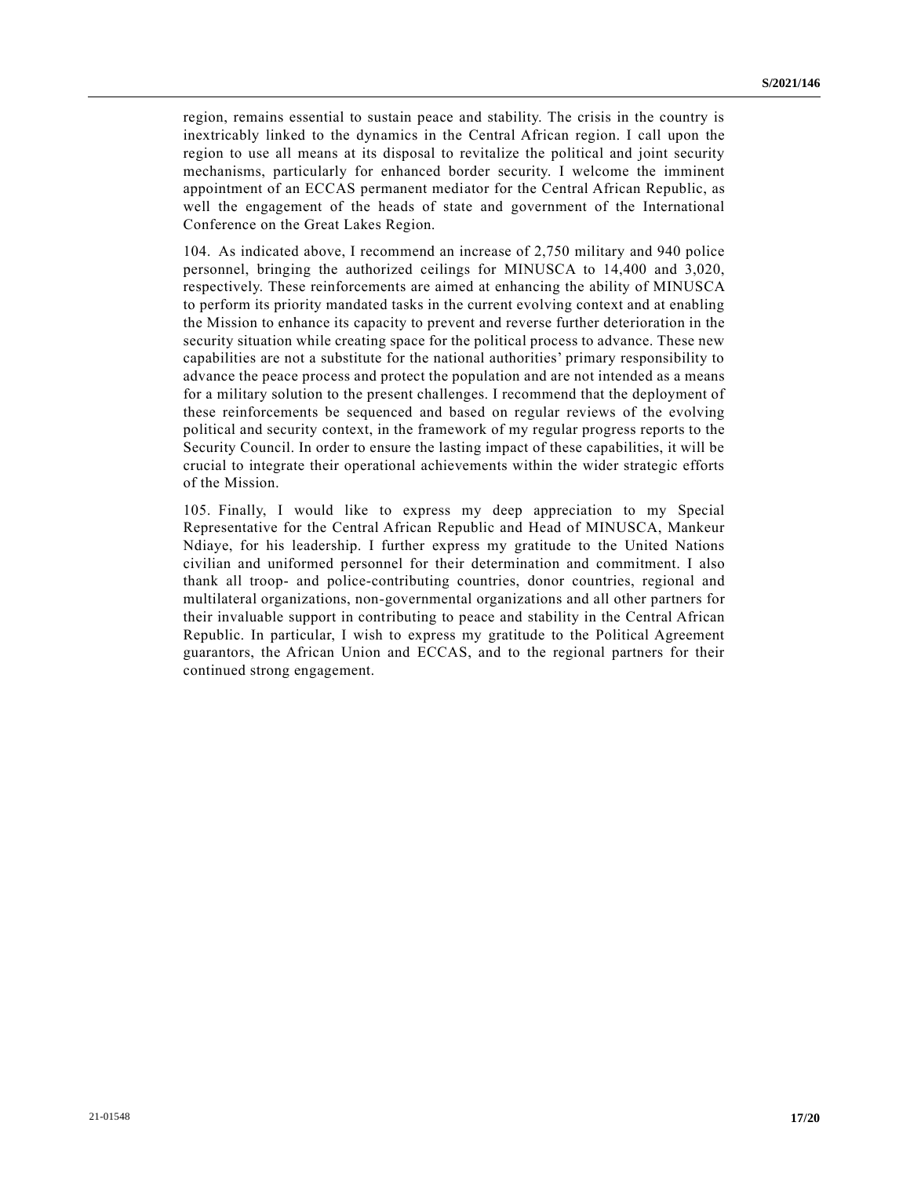region, remains essential to sustain peace and stability. The crisis in the country is inextricably linked to the dynamics in the Central African region. I call upon the region to use all means at its disposal to revitalize the political and joint security mechanisms, particularly for enhanced border security. I welcome the imminent appointment of an ECCAS permanent mediator for the Central African Republic, as well the engagement of the heads of state and government of the International Conference on the Great Lakes Region.

104. As indicated above, I recommend an increase of 2,750 military and 940 police personnel, bringing the authorized ceilings for MINUSCA to 14,400 and 3,020, respectively. These reinforcements are aimed at enhancing the ability of MINUSCA to perform its priority mandated tasks in the current evolving context and at enabling the Mission to enhance its capacity to prevent and reverse further deterioration in the security situation while creating space for the political process to advance. These new capabilities are not a substitute for the national authorities' primary responsibility to advance the peace process and protect the population and are not intended as a means for a military solution to the present challenges. I recommend that the deployment of these reinforcements be sequenced and based on regular reviews of the evolving political and security context, in the framework of my regular progress reports to the Security Council. In order to ensure the lasting impact of these capabilities, it will be crucial to integrate their operational achievements within the wider strategic efforts of the Mission.

105. Finally, I would like to express my deep appreciation to my Special Representative for the Central African Republic and Head of MINUSCA, Mankeur Ndiaye, for his leadership. I further express my gratitude to the United Nations civilian and uniformed personnel for their determination and commitment. I also thank all troop- and police-contributing countries, donor countries, regional and multilateral organizations, non-governmental organizations and all other partners for their invaluable support in contributing to peace and stability in the Central African Republic. In particular, I wish to express my gratitude to the Political Agreement guarantors, the African Union and ECCAS, and to the regional partners for their continued strong engagement.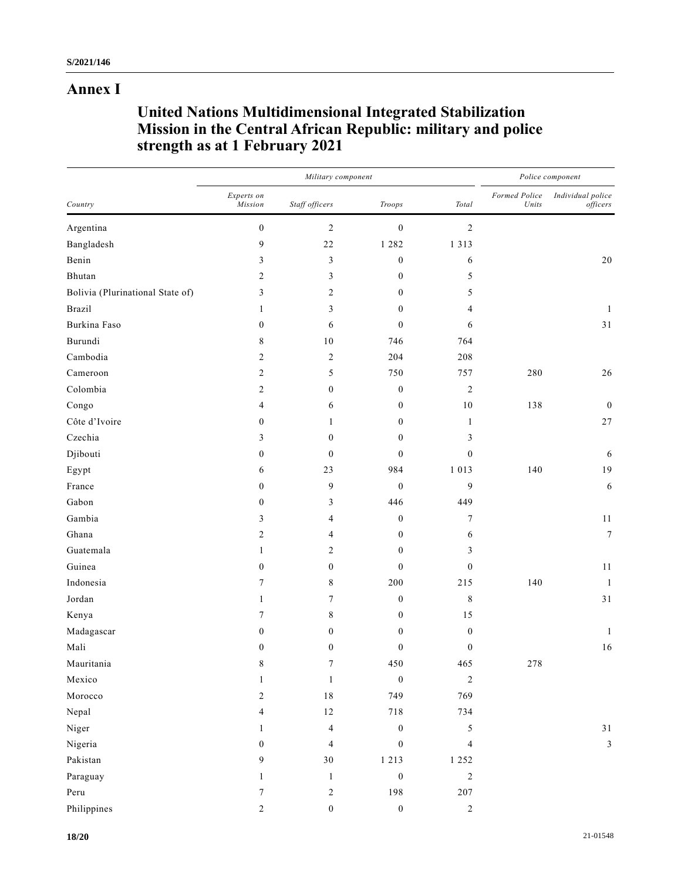# Annex I

## United Nations Multidimensional Integrated Stabilization Mission in the Central African Republic: military and police strength as at 1 February 2021

| | Military component | | | | Police component | |
|---|---|---|---|---|---|---|
| *Country* | *Experts on Mission* | *Staff officers* | *Troops* | *Total* | *Formed Police Units* | *Individual police officers* |
| Argentina | 0 | 2 | 0 | 2 | | |
| Bangladesh | 9 | 22 | 1 282 | 1 313 | | |
| Benin | 3 | 3 | 0 | 6 | | 20 |
| Bhutan | 2 | 3 | 0 | 5 | | |
| Bolivia (Plurinational State of) | 3 | 2 | 0 | 5 | | |
| Brazil | 1 | 3 | 0 | 4 | | 1 |
| Burkina Faso | 0 | 6 | 0 | 6 | | 31 |
| Burundi | 8 | 10 | 746 | 764 | | |
| Cambodia | 2 | 2 | 204 | 208 | | |
| Cameroon | 2 | 5 | 750 | 757 | 280 | 26 |
| Colombia | 2 | 0 | 0 | 2 | | |
| Congo | 4 | 6 | 0 | 10 | 138 | 0 |
| Côte d'Ivoire | 0 | 1 | 0 | 1 | | 27 |
| Czechia | 3 | 0 | 0 | 3 | | |
| Djibouti | 0 | 0 | 0 | 0 | | 6 |
| Egypt | 6 | 23 | 984 | 1 013 | 140 | 19 |
| France | 0 | 9 | 0 | 9 | | 6 |
| Gabon | 0 | 3 | 446 | 449 | | |
| Gambia | 3 | 4 | 0 | 7 | | 11 |
| Ghana | 2 | 4 | 0 | 6 | | 7 |
| Guatemala | 1 | 2 | 0 | 3 | | |
| Guinea | 0 | 0 | 0 | 0 | | 11 |
| Indonesia | 7 | 8 | 200 | 215 | 140 | 1 |
| Jordan | 1 | 7 | 0 | 8 | | 31 |
| Kenya | 7 | 8 | 0 | 15 | | |
| Madagascar | 0 | 0 | 0 | 0 | | 1 |
| Mali | 0 | 0 | 0 | 0 | | 16 |
| Mauritania | 8 | 7 | 450 | 465 | 278 | |
| Mexico | 1 | 1 | 0 | 2 | | |
| Morocco | 2 | 18 | 749 | 769 | | |
| Nepal | 4 | 12 | 718 | 734 | | |
| Niger | 1 | 4 | 0 | 5 | | 31 |
| Nigeria | 0 | 4 | 0 | 4 | | 3 |
| Pakistan | 9 | 30 | 1 213 | 1 252 | | |
| Paraguay | 1 | 1 | 0 | 2 | | |
| Peru | 7 | 2 | 198 | 207 | | |
| Philippines | 2 | 0 | 0 | 2 | | |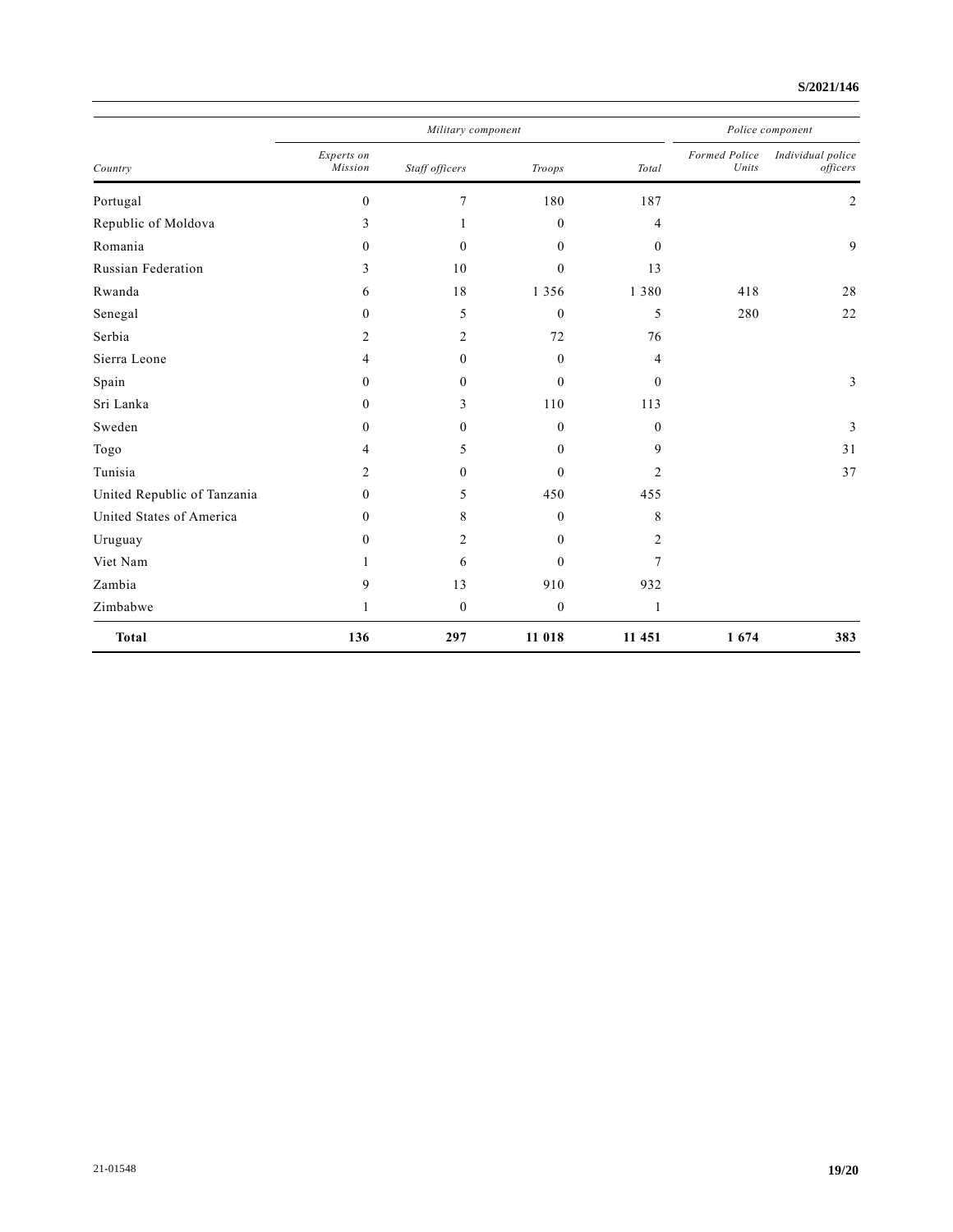| Country | Military component | | | | Police component | |
|---|---|---|---|---|---|---|
| | *Experts on Mission* | *Staff officers* | *Troops* | *Total* | *Formed Police Units* | *Individual police officers* |
| Portugal | 0 | 7 | 180 | 187 | | 2 |
| Republic of Moldova | 3 | 1 | 0 | 4 | | |
| Romania | 0 | 0 | 0 | 0 | | 9 |
| Russian Federation | 3 | 10 | 0 | 13 | | |
| Rwanda | 6 | 18 | 1 356 | 1 380 | 418 | 28 |
| Senegal | 0 | 5 | 0 | 5 | 280 | 22 |
| Serbia | 2 | 2 | 72 | 76 | | |
| Sierra Leone | 4 | 0 | 0 | 4 | | |
| Spain | 0 | 0 | 0 | 0 | | 3 |
| Sri Lanka | 0 | 3 | 110 | 113 | | |
| Sweden | 0 | 0 | 0 | 0 | | 3 |
| Togo | 4 | 5 | 0 | 9 | | 31 |
| Tunisia | 2 | 0 | 0 | 2 | | 37 |
| United Republic of Tanzania | 0 | 5 | 450 | 455 | | |
| United States of America | 0 | 8 | 0 | 8 | | |
| Uruguay | 0 | 2 | 0 | 2 | | |
| Viet Nam | 1 | 6 | 0 | 7 | | |
| Zambia | 9 | 13 | 910 | 932 | | |
| Zimbabwe | 1 | 0 | 0 | 1 | | |
| **Total** | **136** | **297** | **11 018** | **11 451** | **1 674** | **383** |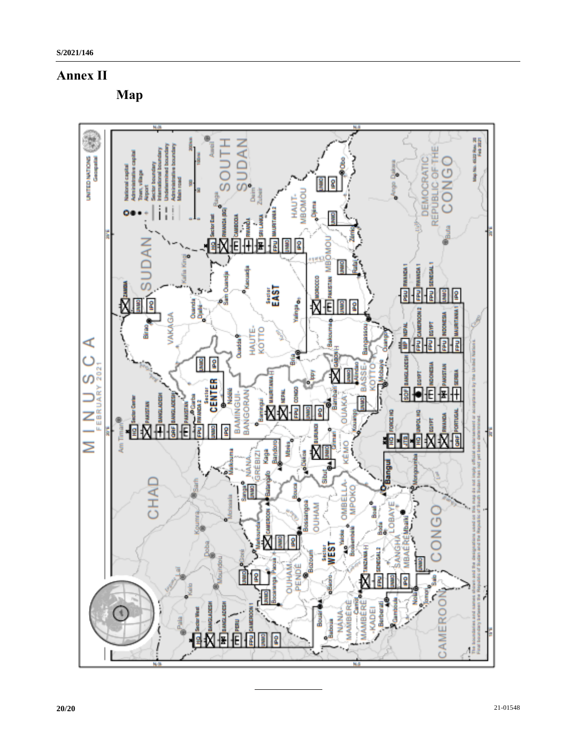# Annex II

## Map

MINUSCA
FEBRUARY 2021

UNITED NATIONS
Geospatial

National capital
Administrative capital
Town, village
Airport
Sector boundary
International boundary
Undetermined boundary
Administrative boundary
Main road

CHAD
SUDAN
SOUTH SUDAN
DEMOCRATIC REPUBLIC OF THE CONGO
CONGO
CAMEROON

Sector WEST
Sector CENTER
Sector EAST

Bangui

The boundaries and names shown and the designations used on this map do not imply official endorsement or acceptance by the United Nations.
Final boundary between the Republic of Sudan and the Republic of South Sudan has not yet been determined.

Map No. 4322 Rev. 28 Feb 2021